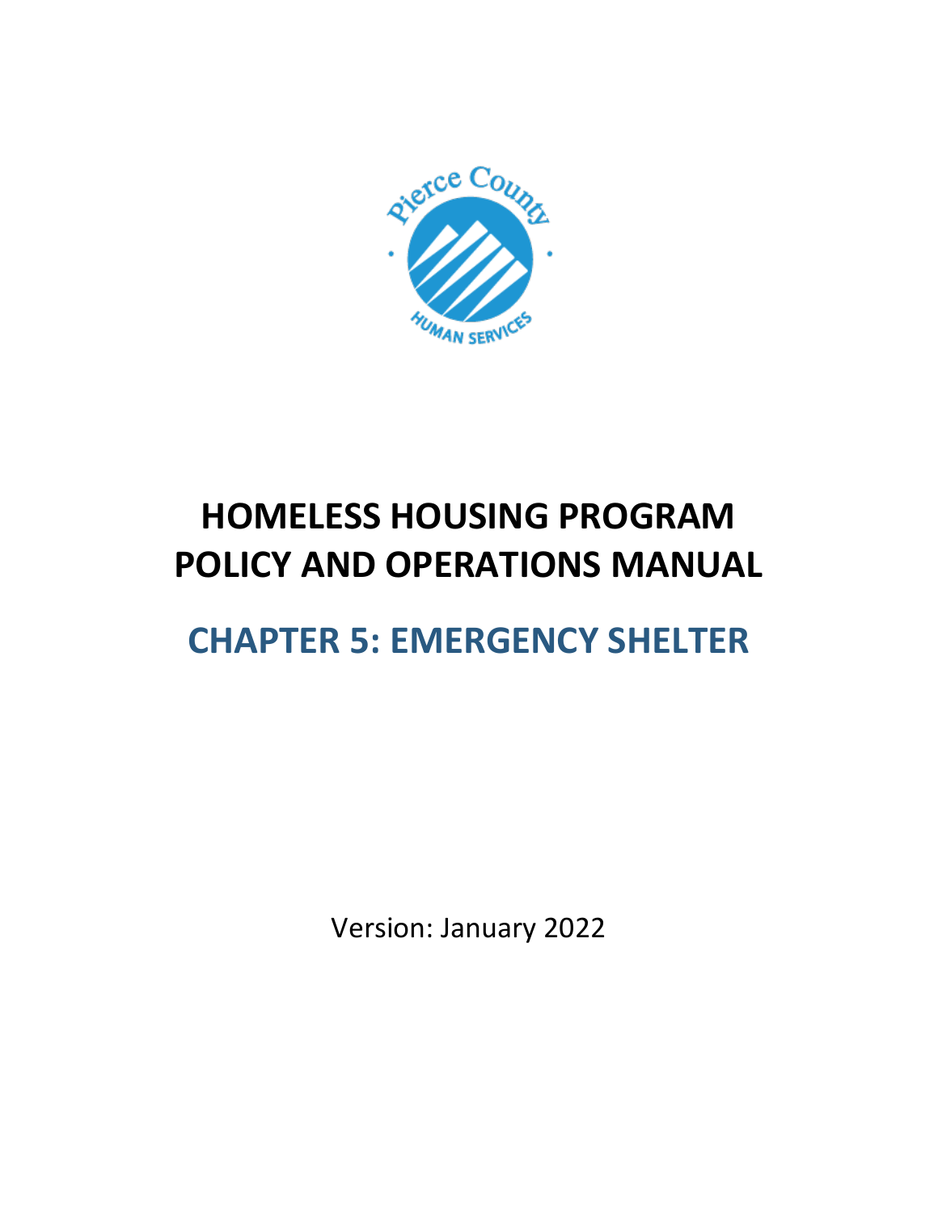# HOMELESS HOUSING PROGRAM POLICY AND OPERATIONS MANUAL

## CHAPTER 5: EMERGENCY SHELTER

Version: January 2022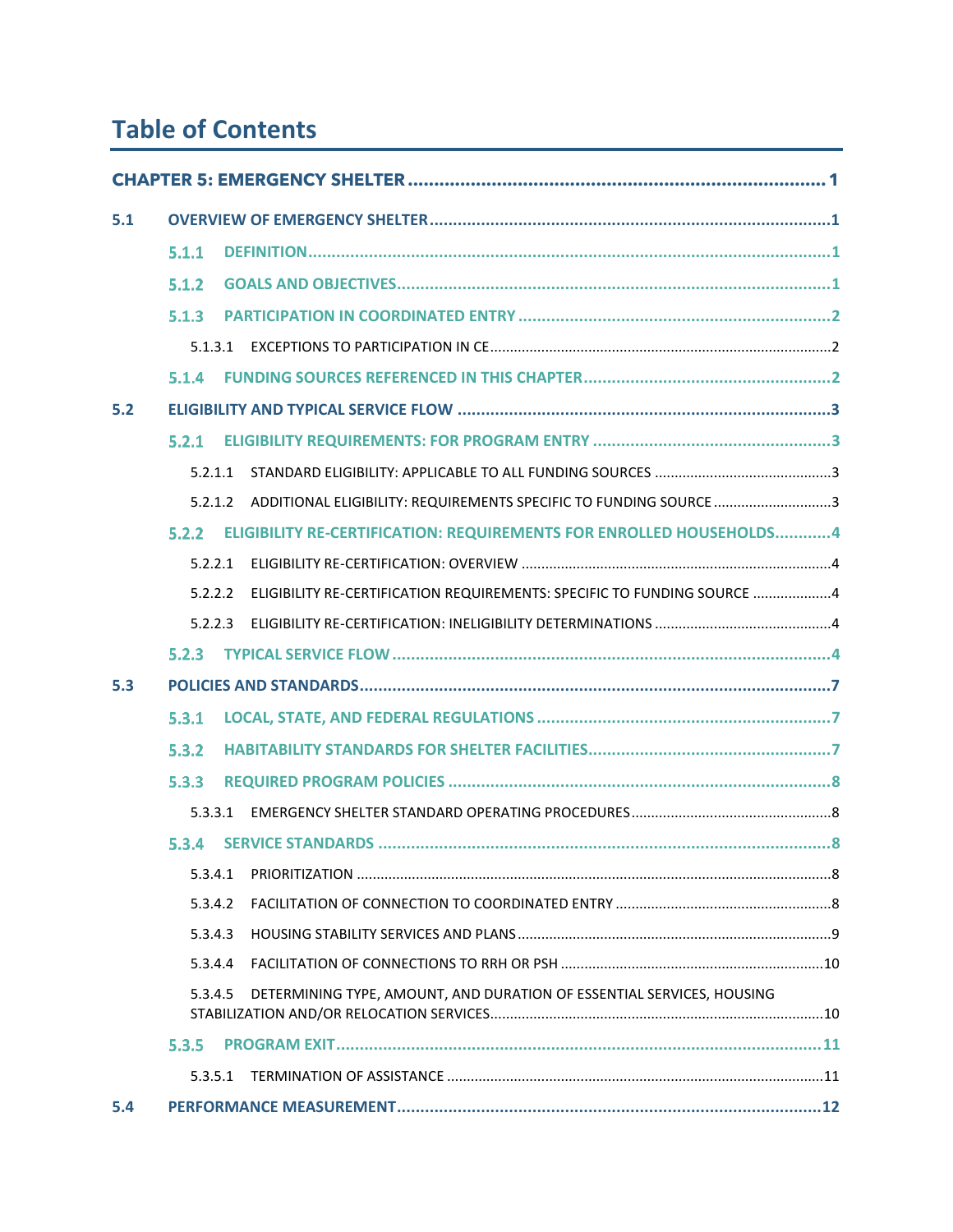# Table of Contents

**CHAPTER 5: EMERGENCY SHELTER** ..... 1

**5.1 OVERVIEW OF EMERGENCY SHELTER** ..... 1

- **5.1.1 DEFINITION** ..... 1
- **5.1.2 GOALS AND OBJECTIVES** ..... 1
- **5.1.3 PARTICIPATION IN COORDINATED ENTRY** ..... 2
  - 5.1.3.1 EXCEPTIONS TO PARTICIPATION IN CE ..... 2
- **5.1.4 FUNDING SOURCES REFERENCED IN THIS CHAPTER** ..... 2

**5.2 ELIGIBILITY AND TYPICAL SERVICE FLOW** ..... 3

- **5.2.1 ELIGIBILITY REQUIREMENTS: FOR PROGRAM ENTRY** ..... 3
  - 5.2.1.1 STANDARD ELIGIBILITY: APPLICABLE TO ALL FUNDING SOURCES ..... 3
  - 5.2.1.2 ADDITIONAL ELIGIBILITY: REQUIREMENTS SPECIFIC TO FUNDING SOURCE ..... 3
- **5.2.2 ELIGIBILITY RE-CERTIFICATION: REQUIREMENTS FOR ENROLLED HOUSEHOLDS** ..... 4
  - 5.2.2.1 ELIGIBILITY RE-CERTIFICATION: OVERVIEW ..... 4
  - 5.2.2.2 ELIGIBILITY RE-CERTIFICATION REQUIREMENTS: SPECIFIC TO FUNDING SOURCE ..... 4
  - 5.2.2.3 ELIGIBILITY RE-CERTIFICATION: INELIGIBILITY DETERMINATIONS ..... 4
- **5.2.3 TYPICAL SERVICE FLOW** ..... 4

**5.3 POLICIES AND STANDARDS** ..... 7

- **5.3.1 LOCAL, STATE, AND FEDERAL REGULATIONS** ..... 7
- **5.3.2 HABITABILITY STANDARDS FOR SHELTER FACILITIES** ..... 7
- **5.3.3 REQUIRED PROGRAM POLICIES** ..... 8
  - 5.3.3.1 EMERGENCY SHELTER STANDARD OPERATING PROCEDURES ..... 8
- **5.3.4 SERVICE STANDARDS** ..... 8
  - 5.3.4.1 PRIORITIZATION ..... 8
  - 5.3.4.2 FACILITATION OF CONNECTION TO COORDINATED ENTRY ..... 8
  - 5.3.4.3 HOUSING STABILITY SERVICES AND PLANS ..... 9
  - 5.3.4.4 FACILITATION OF CONNECTIONS TO RRH OR PSH ..... 10
  - 5.3.4.5 DETERMINING TYPE, AMOUNT, AND DURATION OF ESSENTIAL SERVICES, HOUSING STABILIZATION AND/OR RELOCATION SERVICES ..... 10
- **5.3.5 PROGRAM EXIT** ..... 11
  - 5.3.5.1 TERMINATION OF ASSISTANCE ..... 11

**5.4 PERFORMANCE MEASUREMENT** ..... 12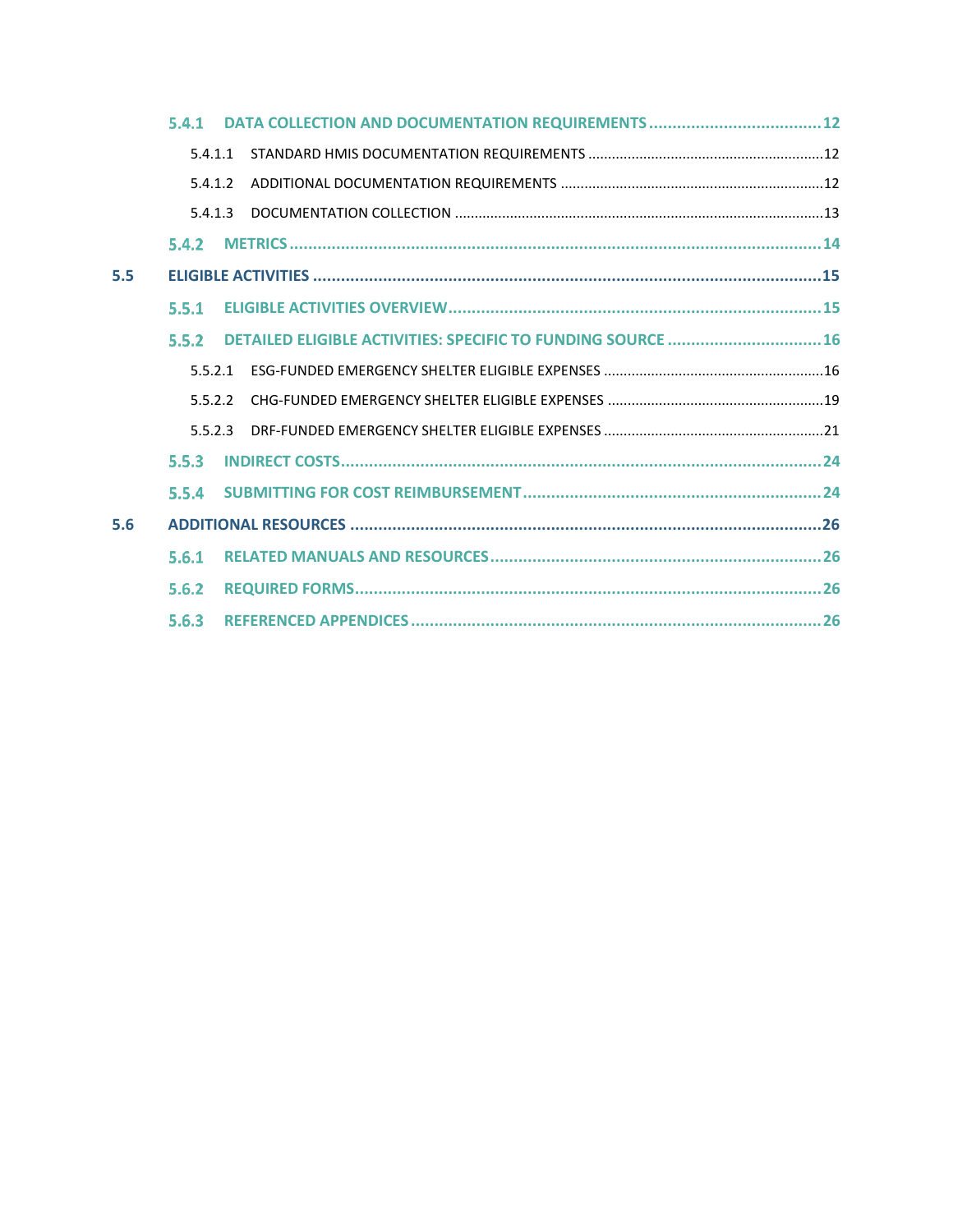5.4.1 DATA COLLECTION AND DOCUMENTATION REQUIREMENTS ..... 12

5.4.1.1 STANDARD HMIS DOCUMENTATION REQUIREMENTS ..... 12

5.4.1.2 ADDITIONAL DOCUMENTATION REQUIREMENTS ..... 12

5.4.1.3 DOCUMENTATION COLLECTION ..... 13

5.4.2 METRICS ..... 14

5.5 ELIGIBLE ACTIVITIES ..... 15

5.5.1 ELIGIBLE ACTIVITIES OVERVIEW ..... 15

5.5.2 DETAILED ELIGIBLE ACTIVITIES: SPECIFIC TO FUNDING SOURCE ..... 16

5.5.2.1 ESG-FUNDED EMERGENCY SHELTER ELIGIBLE EXPENSES ..... 16

5.5.2.2 CHG-FUNDED EMERGENCY SHELTER ELIGIBLE EXPENSES ..... 19

5.5.2.3 DRF-FUNDED EMERGENCY SHELTER ELIGIBLE EXPENSES ..... 21

5.5.3 INDIRECT COSTS ..... 24

5.5.4 SUBMITTING FOR COST REIMBURSEMENT ..... 24

5.6 ADDITIONAL RESOURCES ..... 26

5.6.1 RELATED MANUALS AND RESOURCES ..... 26

5.6.2 REQUIRED FORMS ..... 26

5.6.3 REFERENCED APPENDICES ..... 26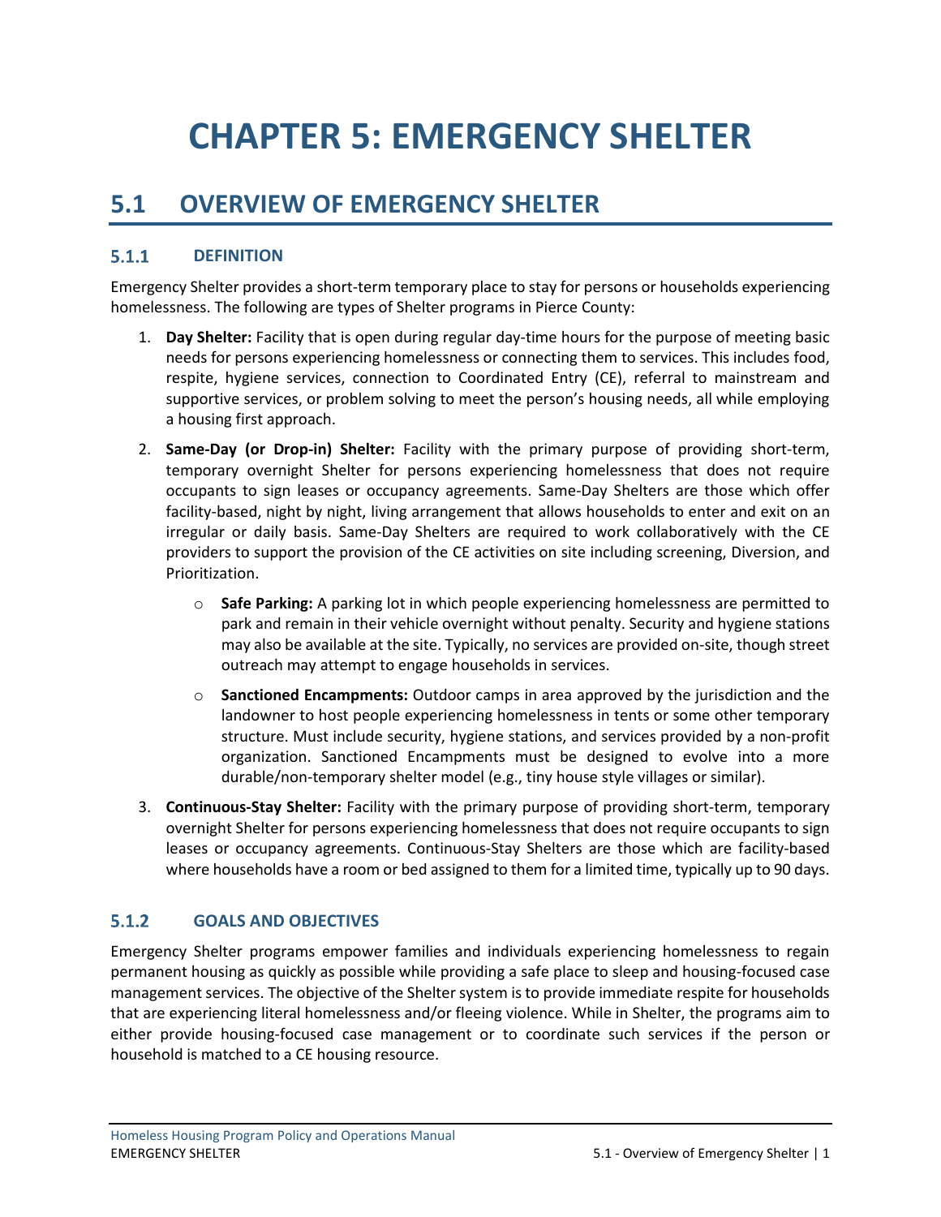# CHAPTER 5: EMERGENCY SHELTER

## 5.1 OVERVIEW OF EMERGENCY SHELTER

### 5.1.1 DEFINITION

Emergency Shelter provides a short-term temporary place to stay for persons or households experiencing homelessness. The following are types of Shelter programs in Pierce County:

1. **Day Shelter:** Facility that is open during regular day-time hours for the purpose of meeting basic needs for persons experiencing homelessness or connecting them to services. This includes food, respite, hygiene services, connection to Coordinated Entry (CE), referral to mainstream and supportive services, or problem solving to meet the person's housing needs, all while employing a housing first approach.
2. **Same-Day (or Drop-in) Shelter:** Facility with the primary purpose of providing short-term, temporary overnight Shelter for persons experiencing homelessness that does not require occupants to sign leases or occupancy agreements. Same-Day Shelters are those which offer facility-based, night by night, living arrangement that allows households to enter and exit on an irregular or daily basis. Same-Day Shelters are required to work collaboratively with the CE providers to support the provision of the CE activities on site including screening, Diversion, and Prioritization.
   - **Safe Parking:** A parking lot in which people experiencing homelessness are permitted to park and remain in their vehicle overnight without penalty. Security and hygiene stations may also be available at the site. Typically, no services are provided on-site, though street outreach may attempt to engage households in services.
   - **Sanctioned Encampments:** Outdoor camps in area approved by the jurisdiction and the landowner to host people experiencing homelessness in tents or some other temporary structure. Must include security, hygiene stations, and services provided by a non-profit organization. Sanctioned Encampments must be designed to evolve into a more durable/non-temporary shelter model (e.g., tiny house style villages or similar).
3. **Continuous-Stay Shelter:** Facility with the primary purpose of providing short-term, temporary overnight Shelter for persons experiencing homelessness that does not require occupants to sign leases or occupancy agreements. Continuous-Stay Shelters are those which are facility-based where households have a room or bed assigned to them for a limited time, typically up to 90 days.

### 5.1.2 GOALS AND OBJECTIVES

Emergency Shelter programs empower families and individuals experiencing homelessness to regain permanent housing as quickly as possible while providing a safe place to sleep and housing-focused case management services. The objective of the Shelter system is to provide immediate respite for households that are experiencing literal homelessness and/or fleeing violence. While in Shelter, the programs aim to either provide housing-focused case management or to coordinate such services if the person or household is matched to a CE housing resource.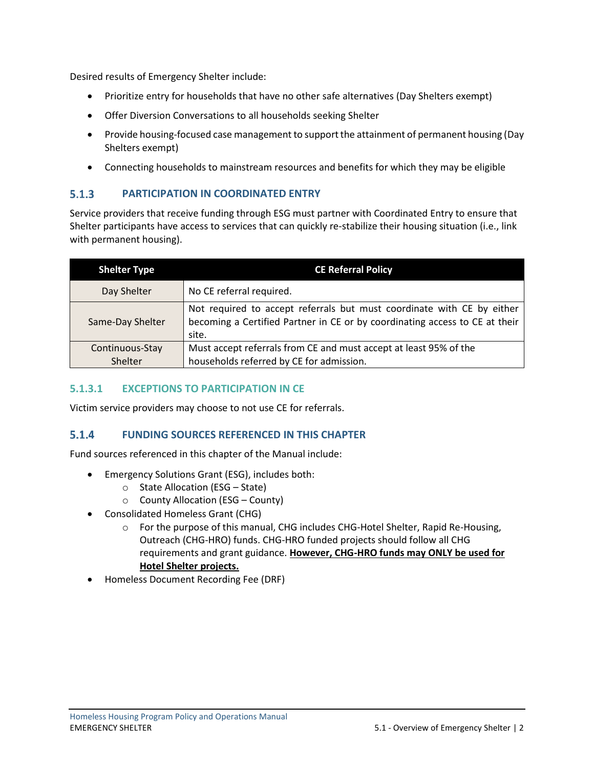Desired results of Emergency Shelter include:

- Prioritize entry for households that have no other safe alternatives (Day Shelters exempt)
- Offer Diversion Conversations to all households seeking Shelter
- Provide housing-focused case management to support the attainment of permanent housing (Day Shelters exempt)
- Connecting households to mainstream resources and benefits for which they may be eligible

### 5.1.3 PARTICIPATION IN COORDINATED ENTRY

Service providers that receive funding through ESG must partner with Coordinated Entry to ensure that Shelter participants have access to services that can quickly re-stabilize their housing situation (i.e., link with permanent housing).

| Shelter Type | CE Referral Policy |
|---|---|
| Day Shelter | No CE referral required. |
| Same-Day Shelter | Not required to accept referrals but must coordinate with CE by either becoming a Certified Partner in CE or by coordinating access to CE at their site. |
| Continuous-Stay Shelter | Must accept referrals from CE and must accept at least 95% of the households referred by CE for admission. |

#### 5.1.3.1 EXCEPTIONS TO PARTICIPATION IN CE

Victim service providers may choose to not use CE for referrals.

### 5.1.4 FUNDING SOURCES REFERENCED IN THIS CHAPTER

Fund sources referenced in this chapter of the Manual include:

- Emergency Solutions Grant (ESG), includes both:
  - State Allocation (ESG – State)
  - County Allocation (ESG – County)
- Consolidated Homeless Grant (CHG)
  - For the purpose of this manual, CHG includes CHG-Hotel Shelter, Rapid Re-Housing, Outreach (CHG-HRO) funds. CHG-HRO funded projects should follow all CHG requirements and grant guidance. **<u>However, CHG-HRO funds may ONLY be used for Hotel Shelter projects.</u>**
- Homeless Document Recording Fee (DRF)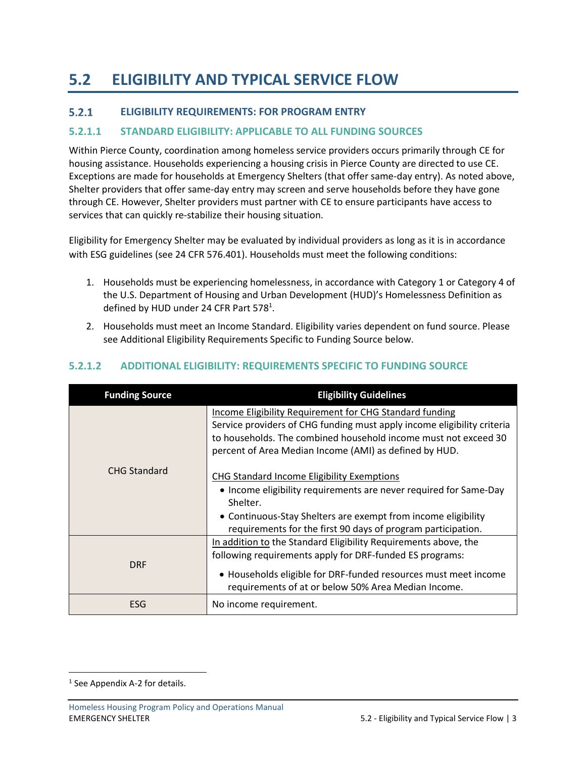# 5.2 ELIGIBILITY AND TYPICAL SERVICE FLOW

## 5.2.1 ELIGIBILITY REQUIREMENTS: FOR PROGRAM ENTRY

### 5.2.1.1 STANDARD ELIGIBILITY: APPLICABLE TO ALL FUNDING SOURCES

Within Pierce County, coordination among homeless service providers occurs primarily through CE for housing assistance. Households experiencing a housing crisis in Pierce County are directed to use CE. Exceptions are made for households at Emergency Shelters (that offer same-day entry). As noted above, Shelter providers that offer same-day entry may screen and serve households before they have gone through CE. However, Shelter providers must partner with CE to ensure participants have access to services that can quickly re-stabilize their housing situation.

Eligibility for Emergency Shelter may be evaluated by individual providers as long as it is in accordance with ESG guidelines (see 24 CFR 576.401). Households must meet the following conditions:

1. Households must be experiencing homelessness, in accordance with Category 1 or Category 4 of the U.S. Department of Housing and Urban Development (HUD)'s Homelessness Definition as defined by HUD under 24 CFR Part 578[1].
2. Households must meet an Income Standard. Eligibility varies dependent on fund source. Please see Additional Eligibility Requirements Specific to Funding Source below.

### 5.2.1.2 ADDITIONAL ELIGIBILITY: REQUIREMENTS SPECIFIC TO FUNDING SOURCE

| Funding Source | Eligibility Guidelines |
|---|---|
| CHG Standard | <u>Income Eligibility Requirement for CHG Standard funding</u><br>Service providers of CHG funding must apply income eligibility criteria to households. The combined household income must not exceed 30 percent of Area Median Income (AMI) as defined by HUD.<br><br><u>CHG Standard Income Eligibility Exemptions</u><br>• Income eligibility requirements are never required for Same-Day Shelter.<br>• Continuous-Stay Shelters are exempt from income eligibility requirements for the first 90 days of program participation. |
| DRF | <u>In addition to</u> the Standard Eligibility Requirements above, the following requirements apply for DRF-funded ES programs:<br>• Households eligible for DRF-funded resources must meet income requirements of at or below 50% Area Median Income. |
| ESG | No income requirement. |

[1] See Appendix A-2 for details.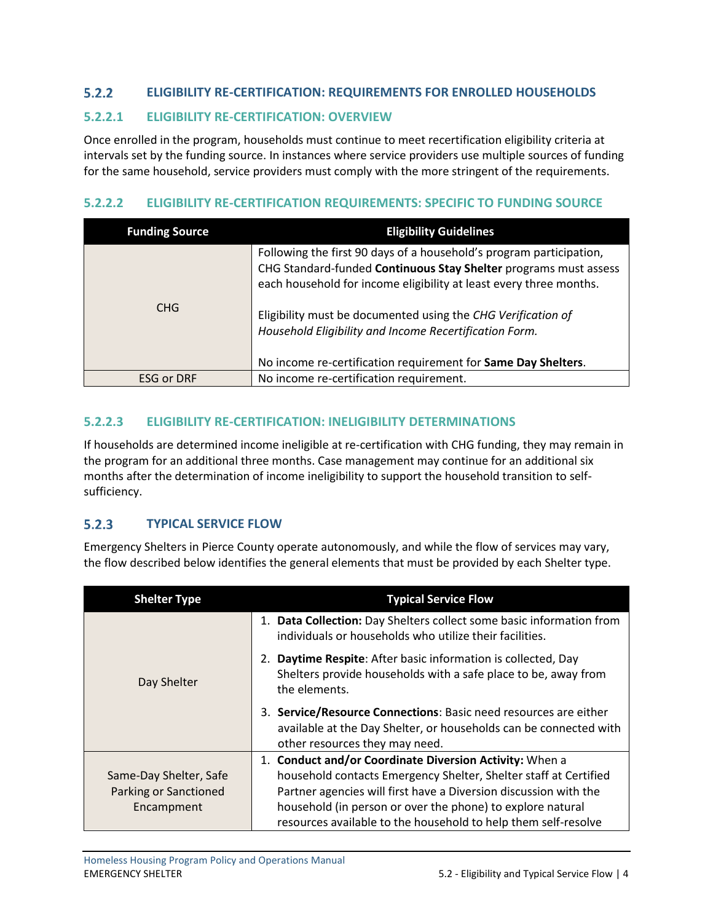### 5.2.2 ELIGIBILITY RE-CERTIFICATION: REQUIREMENTS FOR ENROLLED HOUSEHOLDS

#### 5.2.2.1 ELIGIBILITY RE-CERTIFICATION: OVERVIEW

Once enrolled in the program, households must continue to meet recertification eligibility criteria at intervals set by the funding source. In instances where service providers use multiple sources of funding for the same household, service providers must comply with the more stringent of the requirements.

#### 5.2.2.2 ELIGIBILITY RE-CERTIFICATION REQUIREMENTS: SPECIFIC TO FUNDING SOURCE

| Funding Source | Eligibility Guidelines |
|---|---|
| CHG | Following the first 90 days of a household's program participation, CHG Standard-funded **Continuous Stay Shelter** programs must assess each household for income eligibility at least every three months.<br><br>Eligibility must be documented using the *CHG Verification of Household Eligibility and Income Recertification Form.*<br><br>No income re-certification requirement for **Same Day Shelters**. |
| ESG or DRF | No income re-certification requirement. |

#### 5.2.2.3 ELIGIBILITY RE-CERTIFICATION: INELIGIBILITY DETERMINATIONS

If households are determined income ineligible at re-certification with CHG funding, they may remain in the program for an additional three months. Case management may continue for an additional six months after the determination of income ineligibility to support the household transition to self-sufficiency.

### 5.2.3 TYPICAL SERVICE FLOW

Emergency Shelters in Pierce County operate autonomously, and while the flow of services may vary, the flow described below identifies the general elements that must be provided by each Shelter type.

| Shelter Type | Typical Service Flow |
|---|---|
| Day Shelter | 1. **Data Collection:** Day Shelters collect some basic information from individuals or households who utilize their facilities.<br>2. **Daytime Respite**: After basic information is collected, Day Shelters provide households with a safe place to be, away from the elements.<br>3. **Service/Resource Connections**: Basic need resources are either available at the Day Shelter, or households can be connected with other resources they may need. |
| Same-Day Shelter, Safe Parking or Sanctioned Encampment | 1. **Conduct and/or Coordinate Diversion Activity:** When a household contacts Emergency Shelter, Shelter staff at Certified Partner agencies will first have a Diversion discussion with the household (in person or over the phone) to explore natural resources available to the household to help them self-resolve |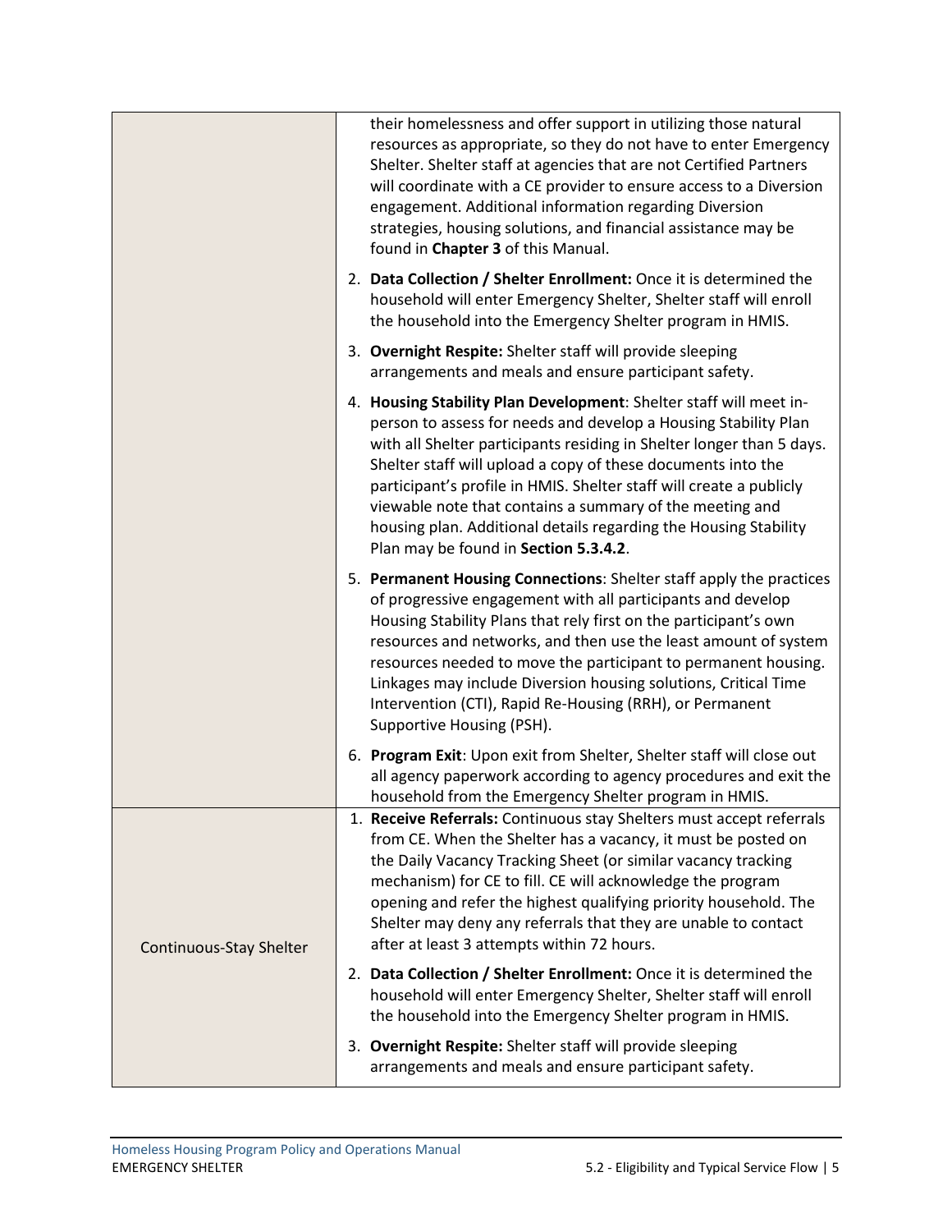| | |
|---|---|
| | their homelessness and offer support in utilizing those natural resources as appropriate, so they do not have to enter Emergency Shelter. Shelter staff at agencies that are not Certified Partners will coordinate with a CE provider to ensure access to a Diversion engagement. Additional information regarding Diversion strategies, housing solutions, and financial assistance may be found in **Chapter 3** of this Manual.<br><br>2. **Data Collection / Shelter Enrollment:** Once it is determined the household will enter Emergency Shelter, Shelter staff will enroll the household into the Emergency Shelter program in HMIS.<br><br>3. **Overnight Respite:** Shelter staff will provide sleeping arrangements and meals and ensure participant safety.<br><br>4. **Housing Stability Plan Development**: Shelter staff will meet in-person to assess for needs and develop a Housing Stability Plan with all Shelter participants residing in Shelter longer than 5 days. Shelter staff will upload a copy of these documents into the participant's profile in HMIS. Shelter staff will create a publicly viewable note that contains a summary of the meeting and housing plan. Additional details regarding the Housing Stability Plan may be found in **Section 5.3.4.2**.<br><br>5. **Permanent Housing Connections**: Shelter staff apply the practices of progressive engagement with all participants and develop Housing Stability Plans that rely first on the participant's own resources and networks, and then use the least amount of system resources needed to move the participant to permanent housing. Linkages may include Diversion housing solutions, Critical Time Intervention (CTI), Rapid Re-Housing (RRH), or Permanent Supportive Housing (PSH).<br><br>6. **Program Exit**: Upon exit from Shelter, Shelter staff will close out all agency paperwork according to agency procedures and exit the household from the Emergency Shelter program in HMIS. |
| Continuous-Stay Shelter | 1. **Receive Referrals:** Continuous stay Shelters must accept referrals from CE. When the Shelter has a vacancy, it must be posted on the Daily Vacancy Tracking Sheet (or similar vacancy tracking mechanism) for CE to fill. CE will acknowledge the program opening and refer the highest qualifying priority household. The Shelter may deny any referrals that they are unable to contact after at least 3 attempts within 72 hours.<br><br>2. **Data Collection / Shelter Enrollment:** Once it is determined the household will enter Emergency Shelter, Shelter staff will enroll the household into the Emergency Shelter program in HMIS.<br><br>3. **Overnight Respite:** Shelter staff will provide sleeping arrangements and meals and ensure participant safety. |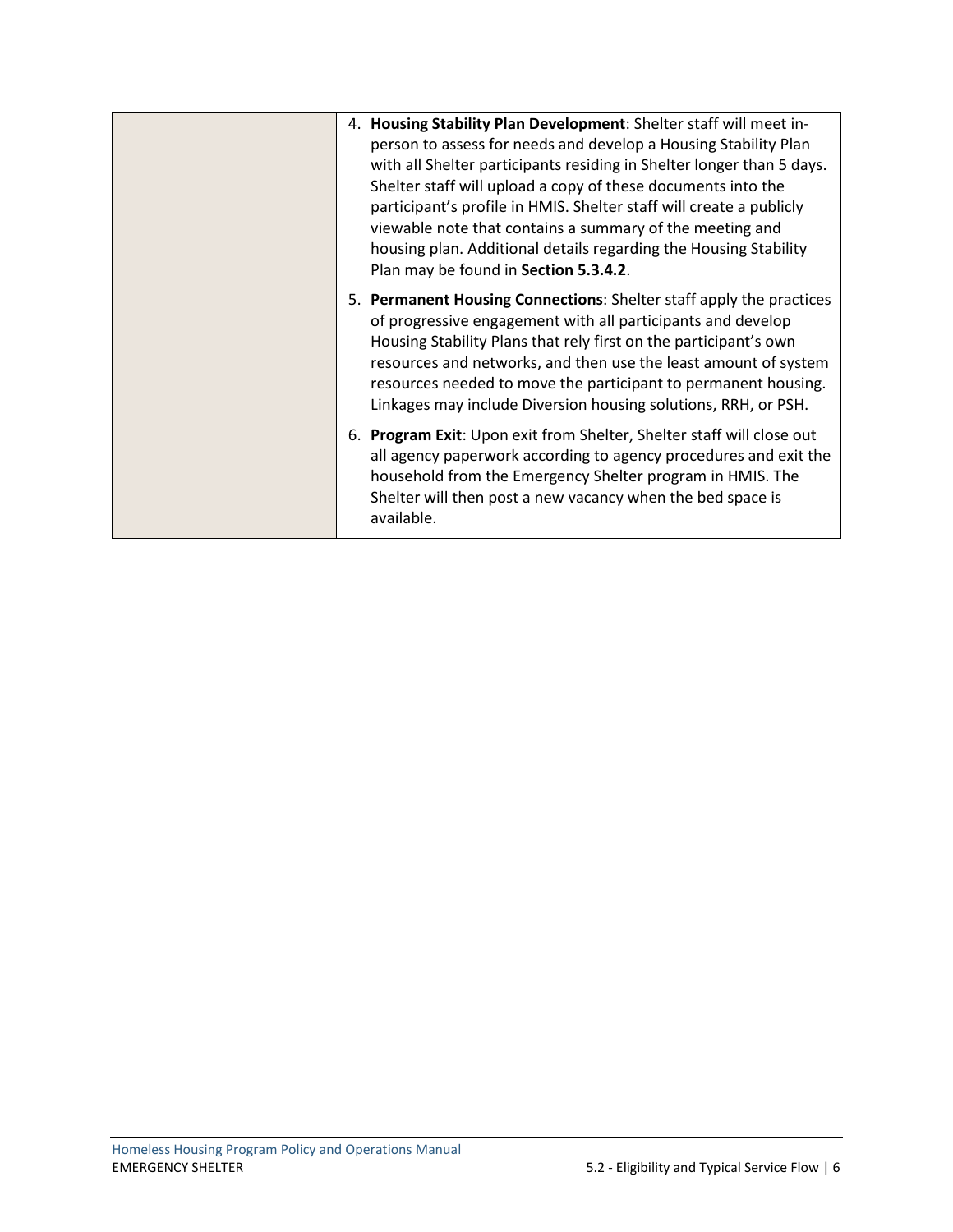| | |
|---|---|
| | 4. **Housing Stability Plan Development**: Shelter staff will meet in-person to assess for needs and develop a Housing Stability Plan with all Shelter participants residing in Shelter longer than 5 days. Shelter staff will upload a copy of these documents into the participant's profile in HMIS. Shelter staff will create a publicly viewable note that contains a summary of the meeting and housing plan. Additional details regarding the Housing Stability Plan may be found in **Section 5.3.4.2**.<br><br>5. **Permanent Housing Connections**: Shelter staff apply the practices of progressive engagement with all participants and develop Housing Stability Plans that rely first on the participant's own resources and networks, and then use the least amount of system resources needed to move the participant to permanent housing. Linkages may include Diversion housing solutions, RRH, or PSH.<br><br>6. **Program Exit**: Upon exit from Shelter, Shelter staff will close out all agency paperwork according to agency procedures and exit the household from the Emergency Shelter program in HMIS. The Shelter will then post a new vacancy when the bed space is available. |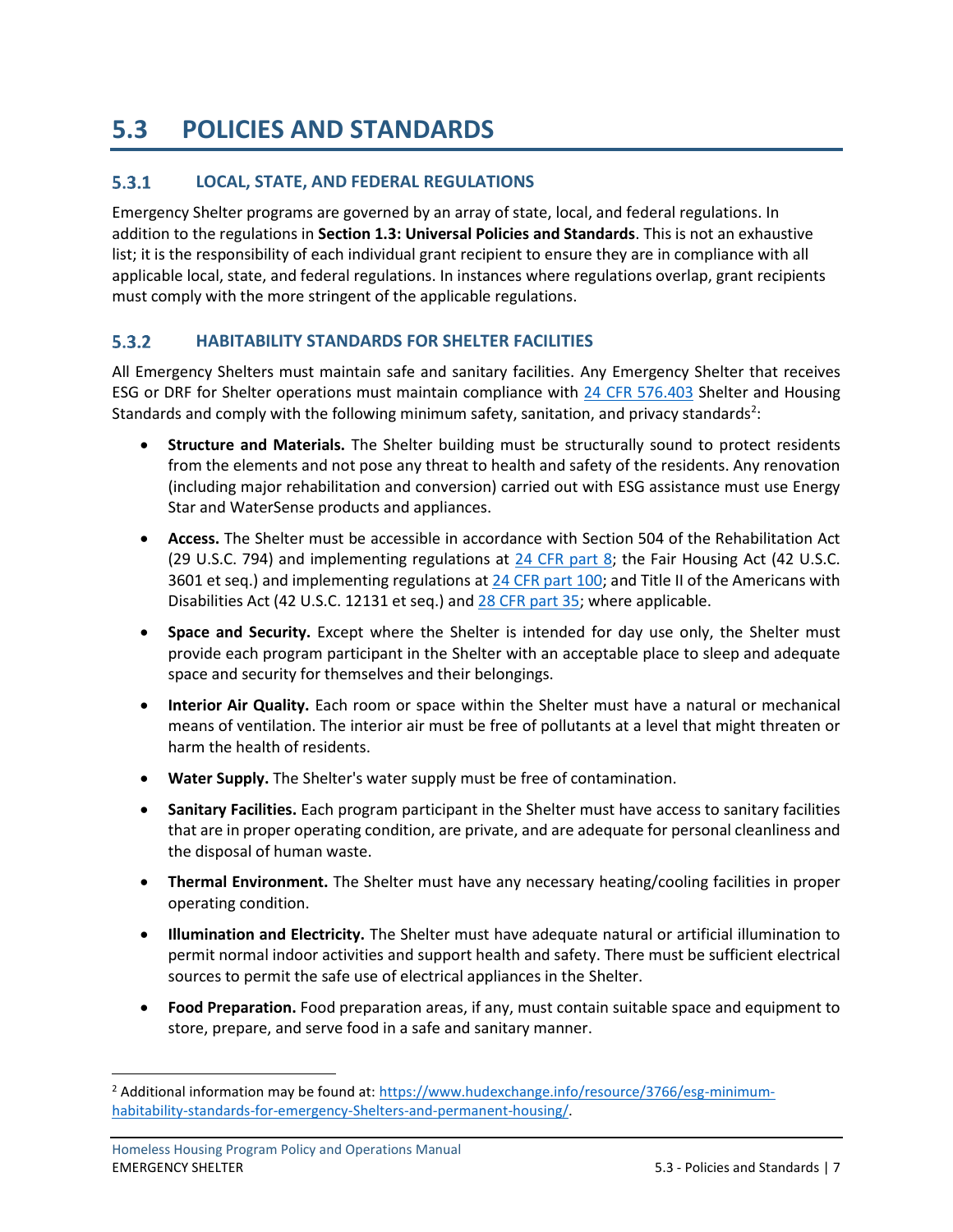# 5.3 POLICIES AND STANDARDS

## 5.3.1 LOCAL, STATE, AND FEDERAL REGULATIONS

Emergency Shelter programs are governed by an array of state, local, and federal regulations. In addition to the regulations in **Section 1.3: Universal Policies and Standards**. This is not an exhaustive list; it is the responsibility of each individual grant recipient to ensure they are in compliance with all applicable local, state, and federal regulations. In instances where regulations overlap, grant recipients must comply with the more stringent of the applicable regulations.

## 5.3.2 HABITABILITY STANDARDS FOR SHELTER FACILITIES

All Emergency Shelters must maintain safe and sanitary facilities. Any Emergency Shelter that receives ESG or DRF for Shelter operations must maintain compliance with 24 CFR 576.403 Shelter and Housing Standards and comply with the following minimum safety, sanitation, and privacy standards[2]:

- **Structure and Materials.** The Shelter building must be structurally sound to protect residents from the elements and not pose any threat to health and safety of the residents. Any renovation (including major rehabilitation and conversion) carried out with ESG assistance must use Energy Star and WaterSense products and appliances.
- **Access.** The Shelter must be accessible in accordance with Section 504 of the Rehabilitation Act (29 U.S.C. 794) and implementing regulations at 24 CFR part 8; the Fair Housing Act (42 U.S.C. 3601 et seq.) and implementing regulations at 24 CFR part 100; and Title II of the Americans with Disabilities Act (42 U.S.C. 12131 et seq.) and 28 CFR part 35; where applicable.
- **Space and Security.** Except where the Shelter is intended for day use only, the Shelter must provide each program participant in the Shelter with an acceptable place to sleep and adequate space and security for themselves and their belongings.
- **Interior Air Quality.** Each room or space within the Shelter must have a natural or mechanical means of ventilation. The interior air must be free of pollutants at a level that might threaten or harm the health of residents.
- **Water Supply.** The Shelter's water supply must be free of contamination.
- **Sanitary Facilities.** Each program participant in the Shelter must have access to sanitary facilities that are in proper operating condition, are private, and are adequate for personal cleanliness and the disposal of human waste.
- **Thermal Environment.** The Shelter must have any necessary heating/cooling facilities in proper operating condition.
- **Illumination and Electricity.** The Shelter must have adequate natural or artificial illumination to permit normal indoor activities and support health and safety. There must be sufficient electrical sources to permit the safe use of electrical appliances in the Shelter.
- **Food Preparation.** Food preparation areas, if any, must contain suitable space and equipment to store, prepare, and serve food in a safe and sanitary manner.

[2] Additional information may be found at: https://www.hudexchange.info/resource/3766/esg-minimum-habitability-standards-for-emergency-Shelters-and-permanent-housing/.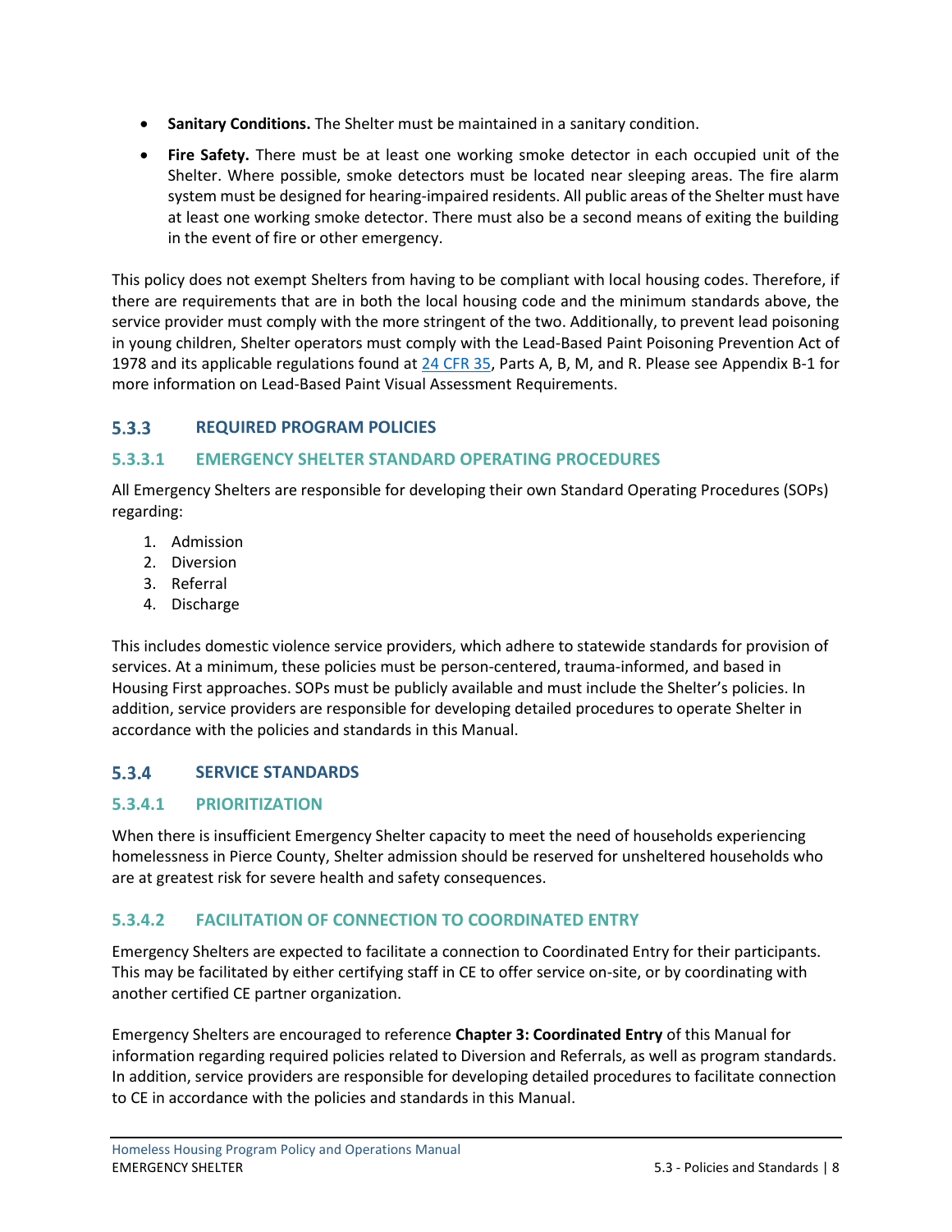- **Sanitary Conditions.** The Shelter must be maintained in a sanitary condition.
- **Fire Safety.** There must be at least one working smoke detector in each occupied unit of the Shelter. Where possible, smoke detectors must be located near sleeping areas. The fire alarm system must be designed for hearing-impaired residents. All public areas of the Shelter must have at least one working smoke detector. There must also be a second means of exiting the building in the event of fire or other emergency.

This policy does not exempt Shelters from having to be compliant with local housing codes. Therefore, if there are requirements that are in both the local housing code and the minimum standards above, the service provider must comply with the more stringent of the two. Additionally, to prevent lead poisoning in young children, Shelter operators must comply with the Lead-Based Paint Poisoning Prevention Act of 1978 and its applicable regulations found at 24 CFR 35, Parts A, B, M, and R. Please see Appendix B-1 for more information on Lead-Based Paint Visual Assessment Requirements.

### 5.3.3 REQUIRED PROGRAM POLICIES

#### 5.3.3.1 EMERGENCY SHELTER STANDARD OPERATING PROCEDURES

All Emergency Shelters are responsible for developing their own Standard Operating Procedures (SOPs) regarding:

1. Admission
2. Diversion
3. Referral
4. Discharge

This includes domestic violence service providers, which adhere to statewide standards for provision of services. At a minimum, these policies must be person-centered, trauma-informed, and based in Housing First approaches. SOPs must be publicly available and must include the Shelter's policies. In addition, service providers are responsible for developing detailed procedures to operate Shelter in accordance with the policies and standards in this Manual.

### 5.3.4 SERVICE STANDARDS

#### 5.3.4.1 PRIORITIZATION

When there is insufficient Emergency Shelter capacity to meet the need of households experiencing homelessness in Pierce County, Shelter admission should be reserved for unsheltered households who are at greatest risk for severe health and safety consequences.

#### 5.3.4.2 FACILITATION OF CONNECTION TO COORDINATED ENTRY

Emergency Shelters are expected to facilitate a connection to Coordinated Entry for their participants. This may be facilitated by either certifying staff in CE to offer service on-site, or by coordinating with another certified CE partner organization.

Emergency Shelters are encouraged to reference **Chapter 3: Coordinated Entry** of this Manual for information regarding required policies related to Diversion and Referrals, as well as program standards. In addition, service providers are responsible for developing detailed procedures to facilitate connection to CE in accordance with the policies and standards in this Manual.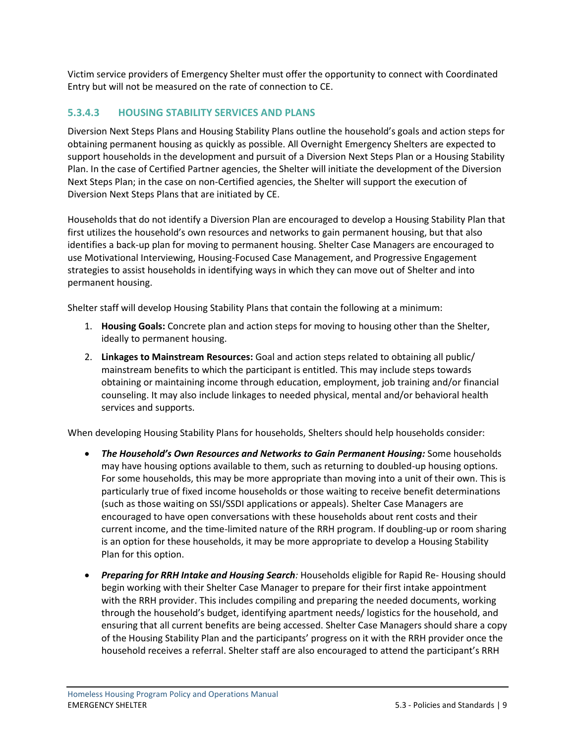Victim service providers of Emergency Shelter must offer the opportunity to connect with Coordinated Entry but will not be measured on the rate of connection to CE.

#### 5.3.4.3 HOUSING STABILITY SERVICES AND PLANS

Diversion Next Steps Plans and Housing Stability Plans outline the household's goals and action steps for obtaining permanent housing as quickly as possible. All Overnight Emergency Shelters are expected to support households in the development and pursuit of a Diversion Next Steps Plan or a Housing Stability Plan. In the case of Certified Partner agencies, the Shelter will initiate the development of the Diversion Next Steps Plan; in the case on non-Certified agencies, the Shelter will support the execution of Diversion Next Steps Plans that are initiated by CE.

Households that do not identify a Diversion Plan are encouraged to develop a Housing Stability Plan that first utilizes the household's own resources and networks to gain permanent housing, but that also identifies a back-up plan for moving to permanent housing. Shelter Case Managers are encouraged to use Motivational Interviewing, Housing-Focused Case Management, and Progressive Engagement strategies to assist households in identifying ways in which they can move out of Shelter and into permanent housing.

Shelter staff will develop Housing Stability Plans that contain the following at a minimum:

1. **Housing Goals:** Concrete plan and action steps for moving to housing other than the Shelter, ideally to permanent housing.
2. **Linkages to Mainstream Resources:** Goal and action steps related to obtaining all public/ mainstream benefits to which the participant is entitled. This may include steps towards obtaining or maintaining income through education, employment, job training and/or financial counseling. It may also include linkages to needed physical, mental and/or behavioral health services and supports.

When developing Housing Stability Plans for households, Shelters should help households consider:

- ***The Household's Own Resources and Networks to Gain Permanent Housing:*** Some households may have housing options available to them, such as returning to doubled-up housing options. For some households, this may be more appropriate than moving into a unit of their own. This is particularly true of fixed income households or those waiting to receive benefit determinations (such as those waiting on SSI/SSDI applications or appeals). Shelter Case Managers are encouraged to have open conversations with these households about rent costs and their current income, and the time-limited nature of the RRH program. If doubling-up or room sharing is an option for these households, it may be more appropriate to develop a Housing Stability Plan for this option.
- ***Preparing for RRH Intake and Housing Search:*** Households eligible for Rapid Re- Housing should begin working with their Shelter Case Manager to prepare for their first intake appointment with the RRH provider. This includes compiling and preparing the needed documents, working through the household's budget, identifying apartment needs/ logistics for the household, and ensuring that all current benefits are being accessed. Shelter Case Managers should share a copy of the Housing Stability Plan and the participants' progress on it with the RRH provider once the household receives a referral. Shelter staff are also encouraged to attend the participant's RRH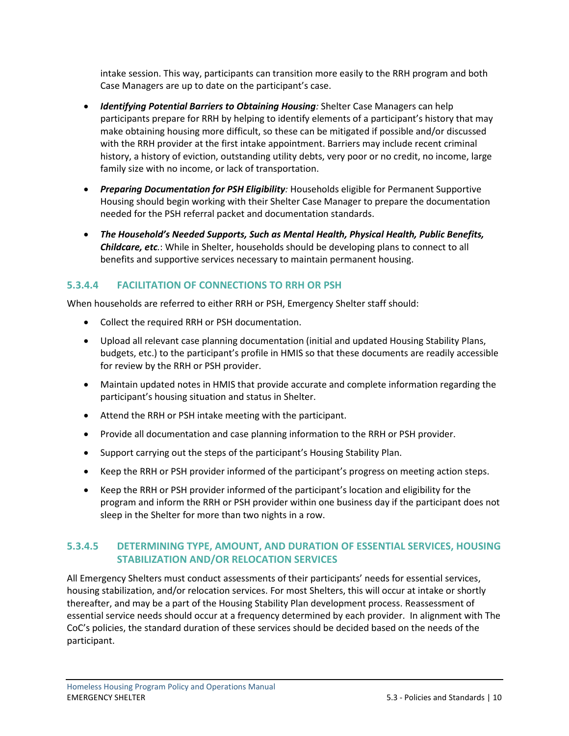intake session. This way, participants can transition more easily to the RRH program and both Case Managers are up to date on the participant's case.

- ***Identifying Potential Barriers to Obtaining Housing:*** Shelter Case Managers can help participants prepare for RRH by helping to identify elements of a participant's history that may make obtaining housing more difficult, so these can be mitigated if possible and/or discussed with the RRH provider at the first intake appointment. Barriers may include recent criminal history, a history of eviction, outstanding utility debts, very poor or no credit, no income, large family size with no income, or lack of transportation.
- ***Preparing Documentation for PSH Eligibility:*** Households eligible for Permanent Supportive Housing should begin working with their Shelter Case Manager to prepare the documentation needed for the PSH referral packet and documentation standards.
- ***The Household's Needed Supports, Such as Mental Health, Physical Health, Public Benefits, Childcare, etc.***: While in Shelter, households should be developing plans to connect to all benefits and supportive services necessary to maintain permanent housing.

### 5.3.4.4 FACILITATION OF CONNECTIONS TO RRH OR PSH

When households are referred to either RRH or PSH, Emergency Shelter staff should:

- Collect the required RRH or PSH documentation.
- Upload all relevant case planning documentation (initial and updated Housing Stability Plans, budgets, etc.) to the participant's profile in HMIS so that these documents are readily accessible for review by the RRH or PSH provider.
- Maintain updated notes in HMIS that provide accurate and complete information regarding the participant's housing situation and status in Shelter.
- Attend the RRH or PSH intake meeting with the participant.
- Provide all documentation and case planning information to the RRH or PSH provider.
- Support carrying out the steps of the participant's Housing Stability Plan.
- Keep the RRH or PSH provider informed of the participant's progress on meeting action steps.
- Keep the RRH or PSH provider informed of the participant's location and eligibility for the program and inform the RRH or PSH provider within one business day if the participant does not sleep in the Shelter for more than two nights in a row.

### 5.3.4.5 DETERMINING TYPE, AMOUNT, AND DURATION OF ESSENTIAL SERVICES, HOUSING STABILIZATION AND/OR RELOCATION SERVICES

All Emergency Shelters must conduct assessments of their participants' needs for essential services, housing stabilization, and/or relocation services. For most Shelters, this will occur at intake or shortly thereafter, and may be a part of the Housing Stability Plan development process. Reassessment of essential service needs should occur at a frequency determined by each provider. In alignment with The CoC's policies, the standard duration of these services should be decided based on the needs of the participant.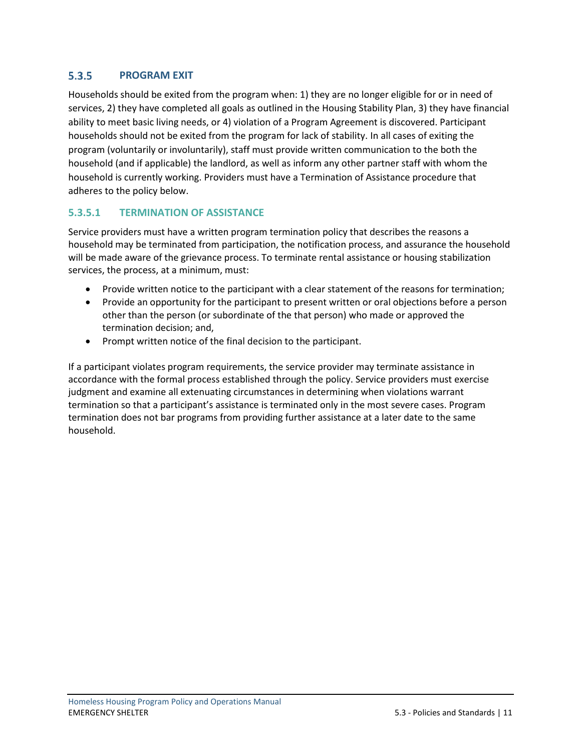### 5.3.5 PROGRAM EXIT

Households should be exited from the program when: 1) they are no longer eligible for or in need of services, 2) they have completed all goals as outlined in the Housing Stability Plan, 3) they have financial ability to meet basic living needs, or 4) violation of a Program Agreement is discovered. Participant households should not be exited from the program for lack of stability. In all cases of exiting the program (voluntarily or involuntarily), staff must provide written communication to the both the household (and if applicable) the landlord, as well as inform any other partner staff with whom the household is currently working. Providers must have a Termination of Assistance procedure that adheres to the policy below.

#### 5.3.5.1 TERMINATION OF ASSISTANCE

Service providers must have a written program termination policy that describes the reasons a household may be terminated from participation, the notification process, and assurance the household will be made aware of the grievance process. To terminate rental assistance or housing stabilization services, the process, at a minimum, must:

- Provide written notice to the participant with a clear statement of the reasons for termination;
- Provide an opportunity for the participant to present written or oral objections before a person other than the person (or subordinate of the that person) who made or approved the termination decision; and,
- Prompt written notice of the final decision to the participant.

If a participant violates program requirements, the service provider may terminate assistance in accordance with the formal process established through the policy. Service providers must exercise judgment and examine all extenuating circumstances in determining when violations warrant termination so that a participant's assistance is terminated only in the most severe cases. Program termination does not bar programs from providing further assistance at a later date to the same household.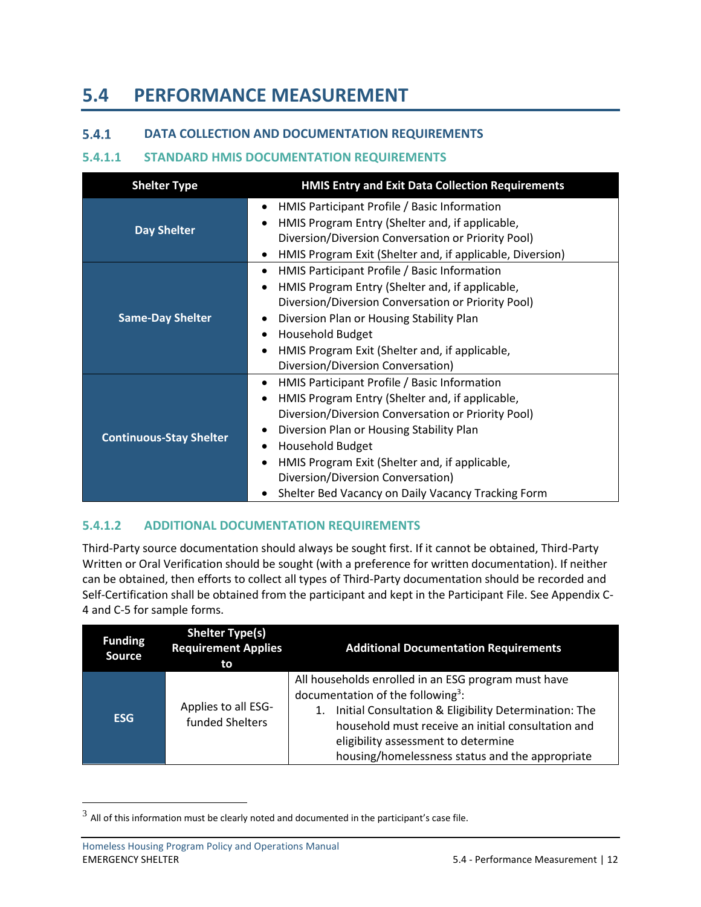# 5.4 PERFORMANCE MEASUREMENT

## 5.4.1 DATA COLLECTION AND DOCUMENTATION REQUIREMENTS

### 5.4.1.1 STANDARD HMIS DOCUMENTATION REQUIREMENTS

| Shelter Type | HMIS Entry and Exit Data Collection Requirements |
|---|---|
| **Day Shelter** | • HMIS Participant Profile / Basic Information<br>• HMIS Program Entry (Shelter and, if applicable, Diversion/Diversion Conversation or Priority Pool)<br>• HMIS Program Exit (Shelter and, if applicable, Diversion) |
| **Same-Day Shelter** | • HMIS Participant Profile / Basic Information<br>• HMIS Program Entry (Shelter and, if applicable, Diversion/Diversion Conversation or Priority Pool)<br>• Diversion Plan or Housing Stability Plan<br>• Household Budget<br>• HMIS Program Exit (Shelter and, if applicable, Diversion/Diversion Conversation) |
| **Continuous-Stay Shelter** | • HMIS Participant Profile / Basic Information<br>• HMIS Program Entry (Shelter and, if applicable, Diversion/Diversion Conversation or Priority Pool)<br>• Diversion Plan or Housing Stability Plan<br>• Household Budget<br>• HMIS Program Exit (Shelter and, if applicable, Diversion/Diversion Conversation)<br>• Shelter Bed Vacancy on Daily Vacancy Tracking Form |

### 5.4.1.2 ADDITIONAL DOCUMENTATION REQUIREMENTS

Third-Party source documentation should always be sought first. If it cannot be obtained, Third-Party Written or Oral Verification should be sought (with a preference for written documentation). If neither can be obtained, then efforts to collect all types of Third-Party documentation should be recorded and Self-Certification shall be obtained from the participant and kept in the Participant File. See Appendix C-4 and C-5 for sample forms.

| Funding Source | Shelter Type(s) Requirement Applies to | Additional Documentation Requirements |
|---|---|---|
| **ESG** | Applies to all ESG-funded Shelters | All households enrolled in an ESG program must have documentation of the following[3]:<br>1. Initial Consultation & Eligibility Determination: The household must receive an initial consultation and eligibility assessment to determine housing/homelessness status and the appropriate |

[3] All of this information must be clearly noted and documented in the participant's case file.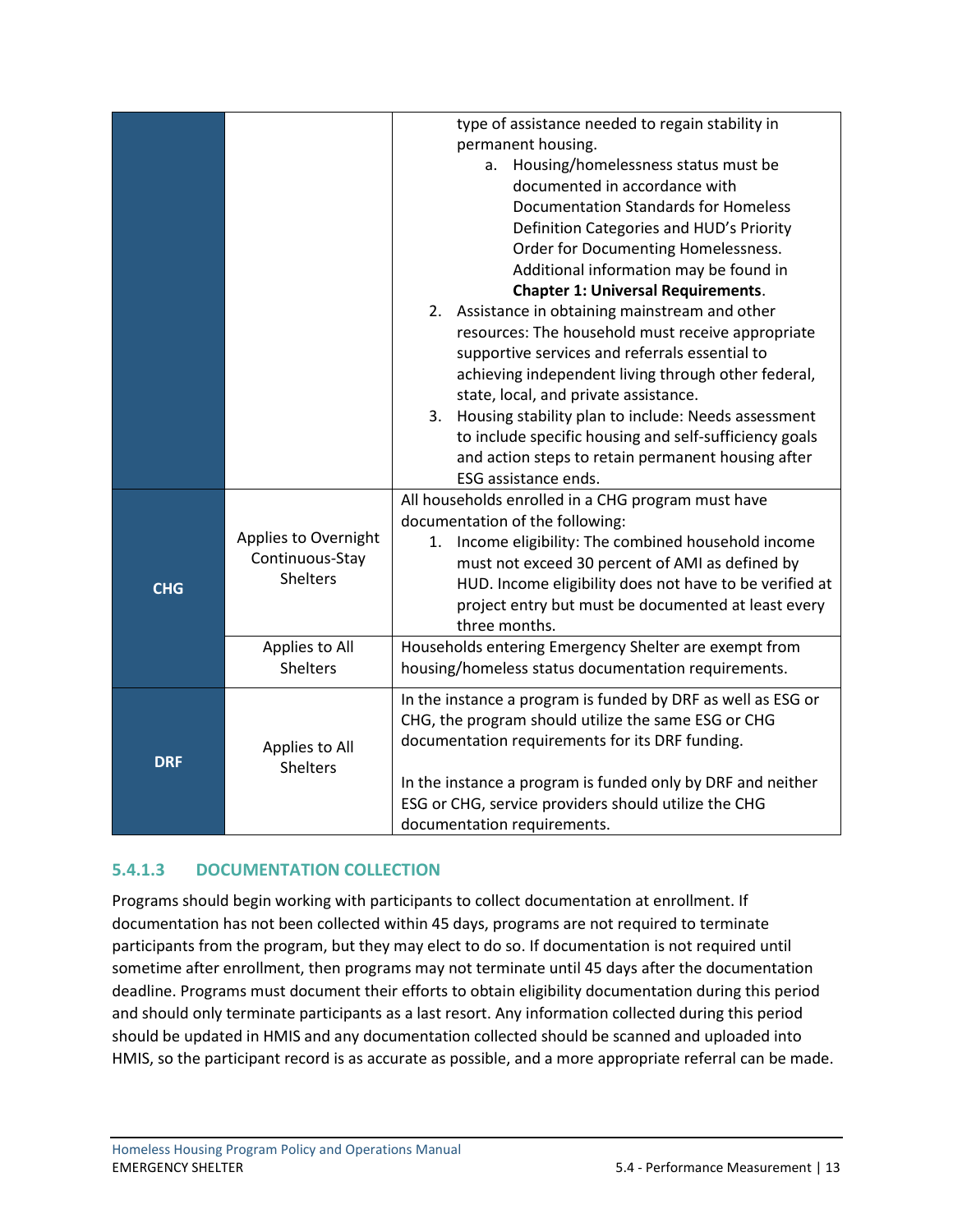| | | |
|---|---|---|
| | | type of assistance needed to regain stability in permanent housing.<br>a. Housing/homelessness status must be documented in accordance with Documentation Standards for Homeless Definition Categories and HUD's Priority Order for Documenting Homelessness. Additional information may be found in **Chapter 1: Universal Requirements**.<br>2. Assistance in obtaining mainstream and other resources: The household must receive appropriate supportive services and referrals essential to achieving independent living through other federal, state, local, and private assistance.<br>3. Housing stability plan to include: Needs assessment to include specific housing and self-sufficiency goals and action steps to retain permanent housing after ESG assistance ends. |
| **CHG** | Applies to Overnight Continuous-Stay Shelters | All households enrolled in a CHG program must have documentation of the following:<br>1. Income eligibility: The combined household income must not exceed 30 percent of AMI as defined by HUD. Income eligibility does not have to be verified at project entry but must be documented at least every three months. |
| | Applies to All Shelters | Households entering Emergency Shelter are exempt from housing/homeless status documentation requirements. |
| **DRF** | Applies to All Shelters | In the instance a program is funded by DRF as well as ESG or CHG, the program should utilize the same ESG or CHG documentation requirements for its DRF funding.<br><br>In the instance a program is funded only by DRF and neither ESG or CHG, service providers should utilize the CHG documentation requirements. |

### 5.4.1.3 DOCUMENTATION COLLECTION

Programs should begin working with participants to collect documentation at enrollment. If documentation has not been collected within 45 days, programs are not required to terminate participants from the program, but they may elect to do so. If documentation is not required until sometime after enrollment, then programs may not terminate until 45 days after the documentation deadline. Programs must document their efforts to obtain eligibility documentation during this period and should only terminate participants as a last resort. Any information collected during this period should be updated in HMIS and any documentation collected should be scanned and uploaded into HMIS, so the participant record is as accurate as possible, and a more appropriate referral can be made.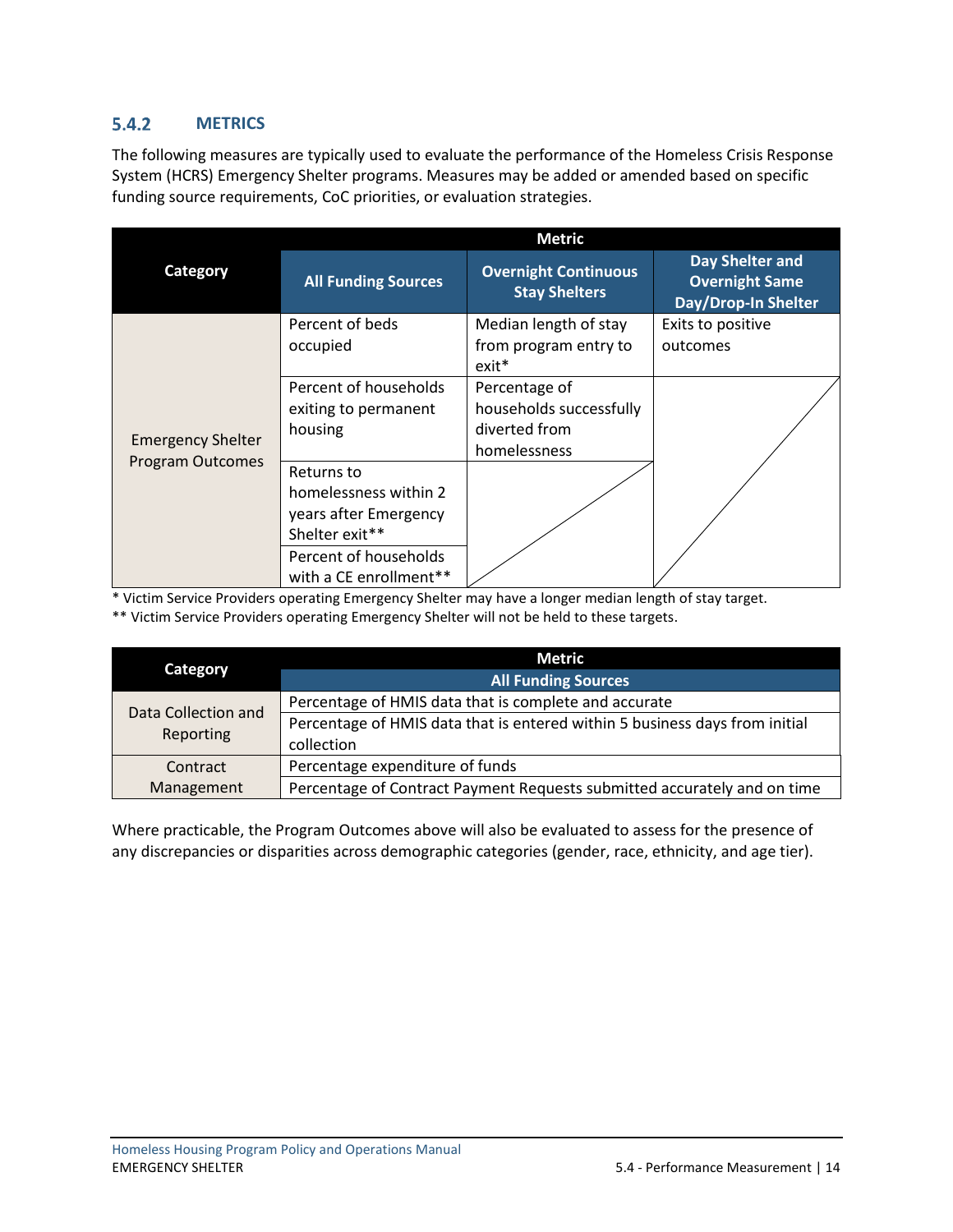### 5.4.2 METRICS

The following measures are typically used to evaluate the performance of the Homeless Crisis Response System (HCRS) Emergency Shelter programs. Measures may be added or amended based on specific funding source requirements, CoC priorities, or evaluation strategies.

| Category | Metric | | |
|---|---|---|---|
| | **All Funding Sources** | **Overnight Continuous Stay Shelters** | **Day Shelter and Overnight Same Day/Drop-In Shelter** |
| Emergency Shelter Program Outcomes | Percent of beds occupied | Median length of stay from program entry to exit* | Exits to positive outcomes |
| | Percent of households exiting to permanent housing | Percentage of households successfully diverted from homelessness | |
| | Returns to homelessness within 2 years after Emergency Shelter exit** | | |
| | Percent of households with a CE enrollment** | | |

\* Victim Service Providers operating Emergency Shelter may have a longer median length of stay target.
** Victim Service Providers operating Emergency Shelter will not be held to these targets.

| Category | Metric |
|---|---|
| | **All Funding Sources** |
| Data Collection and Reporting | Percentage of HMIS data that is complete and accurate |
| | Percentage of HMIS data that is entered within 5 business days from initial collection |
| Contract Management | Percentage expenditure of funds |
| | Percentage of Contract Payment Requests submitted accurately and on time |

Where practicable, the Program Outcomes above will also be evaluated to assess for the presence of any discrepancies or disparities across demographic categories (gender, race, ethnicity, and age tier).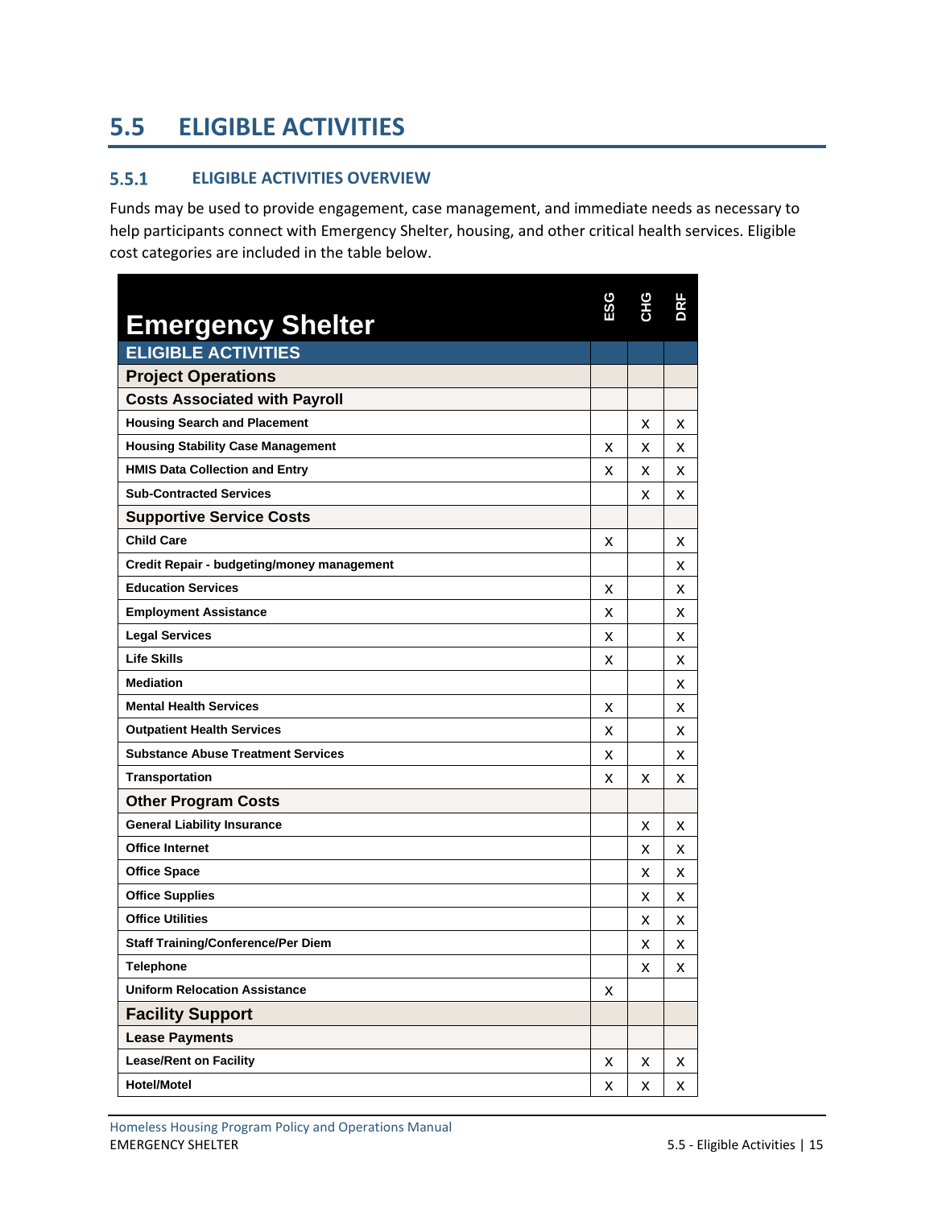## 5.5 ELIGIBLE ACTIVITIES

### 5.5.1 ELIGIBLE ACTIVITIES OVERVIEW

Funds may be used to provide engagement, case management, and immediate needs as necessary to help participants connect with Emergency Shelter, housing, and other critical health services. Eligible cost categories are included in the table below.

| Emergency Shelter | ESG | CHG | DRF |
|---|---|---|---|
| **ELIGIBLE ACTIVITIES** | | | |
| **Project Operations** | | | |
| **Costs Associated with Payroll** | | | |
| Housing Search and Placement | | X | X |
| Housing Stability Case Management | X | X | X |
| HMIS Data Collection and Entry | X | X | X |
| Sub-Contracted Services | | X | X |
| **Supportive Service Costs** | | | |
| Child Care | X | | X |
| Credit Repair - budgeting/money management | | | X |
| Education Services | X | | X |
| Employment Assistance | X | | X |
| Legal Services | X | | X |
| Life Skills | X | | X |
| Mediation | | | X |
| Mental Health Services | X | | X |
| Outpatient Health Services | X | | X |
| Substance Abuse Treatment Services | X | | X |
| Transportation | X | X | X |
| **Other Program Costs** | | | |
| General Liability Insurance | | X | X |
| Office Internet | | X | X |
| Office Space | | X | X |
| Office Supplies | | X | X |
| Office Utilities | | X | X |
| Staff Training/Conference/Per Diem | | X | X |
| Telephone | | X | X |
| Uniform Relocation Assistance | X | | |
| **Facility Support** | | | |
| **Lease Payments** | | | |
| Lease/Rent on Facility | X | X | X |
| Hotel/Motel | X | X | X |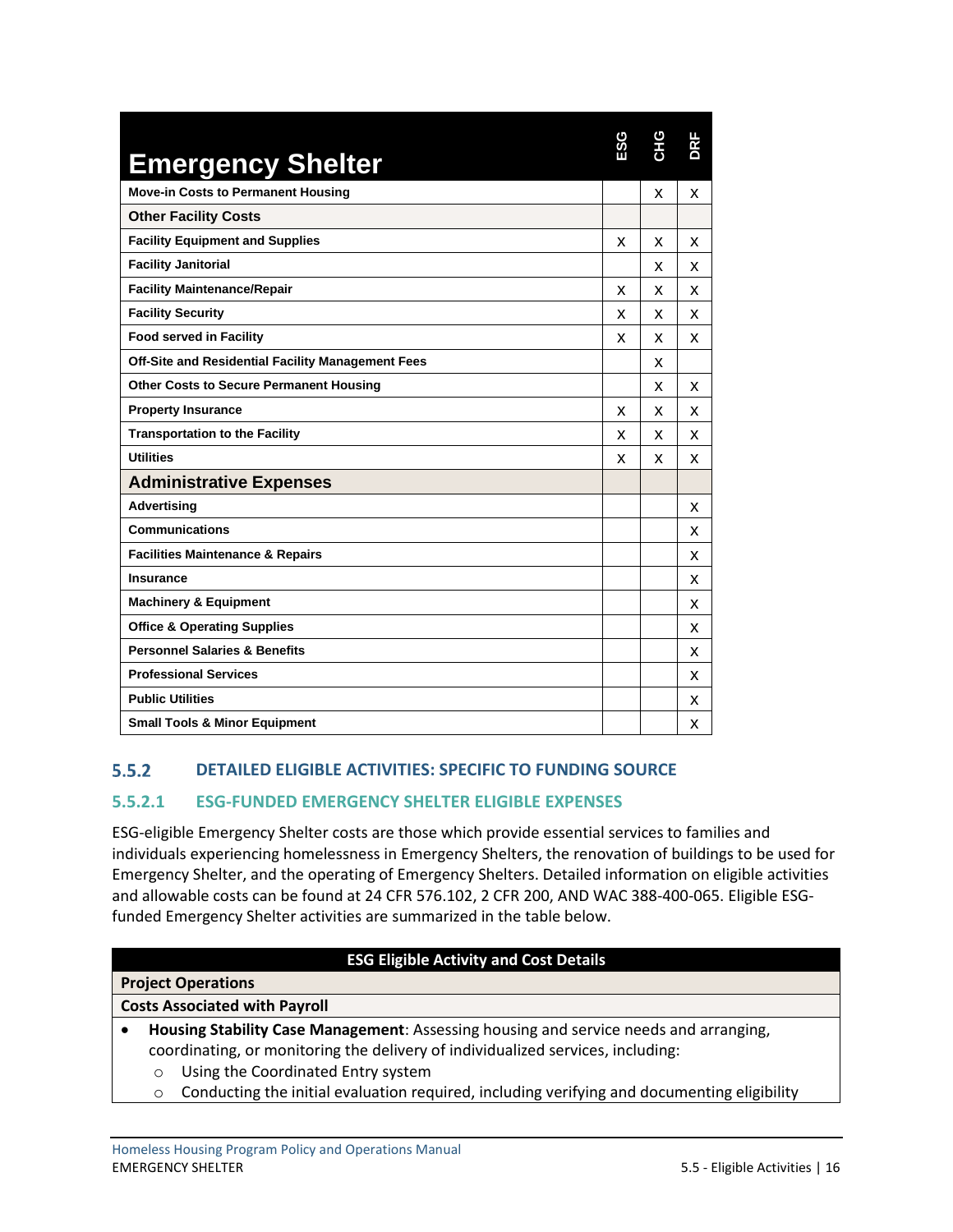| Emergency Shelter | ESG | CHG | DRF |
|---|---|---|---|
| **Move-in Costs to Permanent Housing** | | X | X |
| **Other Facility Costs** | | | |
| **Facility Equipment and Supplies** | X | X | X |
| **Facility Janitorial** | | X | X |
| **Facility Maintenance/Repair** | X | X | X |
| **Facility Security** | X | X | X |
| **Food served in Facility** | X | X | X |
| **Off-Site and Residential Facility Management Fees** | | X | |
| **Other Costs to Secure Permanent Housing** | | X | X |
| **Property Insurance** | X | X | X |
| **Transportation to the Facility** | X | X | X |
| **Utilities** | X | X | X |
| **Administrative Expenses** | | | |
| **Advertising** | | | X |
| **Communications** | | | X |
| **Facilities Maintenance & Repairs** | | | X |
| **Insurance** | | | X |
| **Machinery & Equipment** | | | X |
| **Office & Operating Supplies** | | | X |
| **Personnel Salaries & Benefits** | | | X |
| **Professional Services** | | | X |
| **Public Utilities** | | | X |
| **Small Tools & Minor Equipment** | | | X |

### 5.5.2 DETAILED ELIGIBLE ACTIVITIES: SPECIFIC TO FUNDING SOURCE

#### 5.5.2.1 ESG-FUNDED EMERGENCY SHELTER ELIGIBLE EXPENSES

ESG-eligible Emergency Shelter costs are those which provide essential services to families and individuals experiencing homelessness in Emergency Shelters, the renovation of buildings to be used for Emergency Shelter, and the operating of Emergency Shelters. Detailed information on eligible activities and allowable costs can be found at 24 CFR 576.102, 2 CFR 200, AND WAC 388-400-065. Eligible ESG-funded Emergency Shelter activities are summarized in the table below.

| ESG Eligible Activity and Cost Details |
|---|
| **Project Operations** |
| **Costs Associated with Payroll** |
| • **Housing Stability Case Management**: Assessing housing and service needs and arranging, coordinating, or monitoring the delivery of individualized services, including:<br>○ Using the Coordinated Entry system<br>○ Conducting the initial evaluation required, including verifying and documenting eligibility |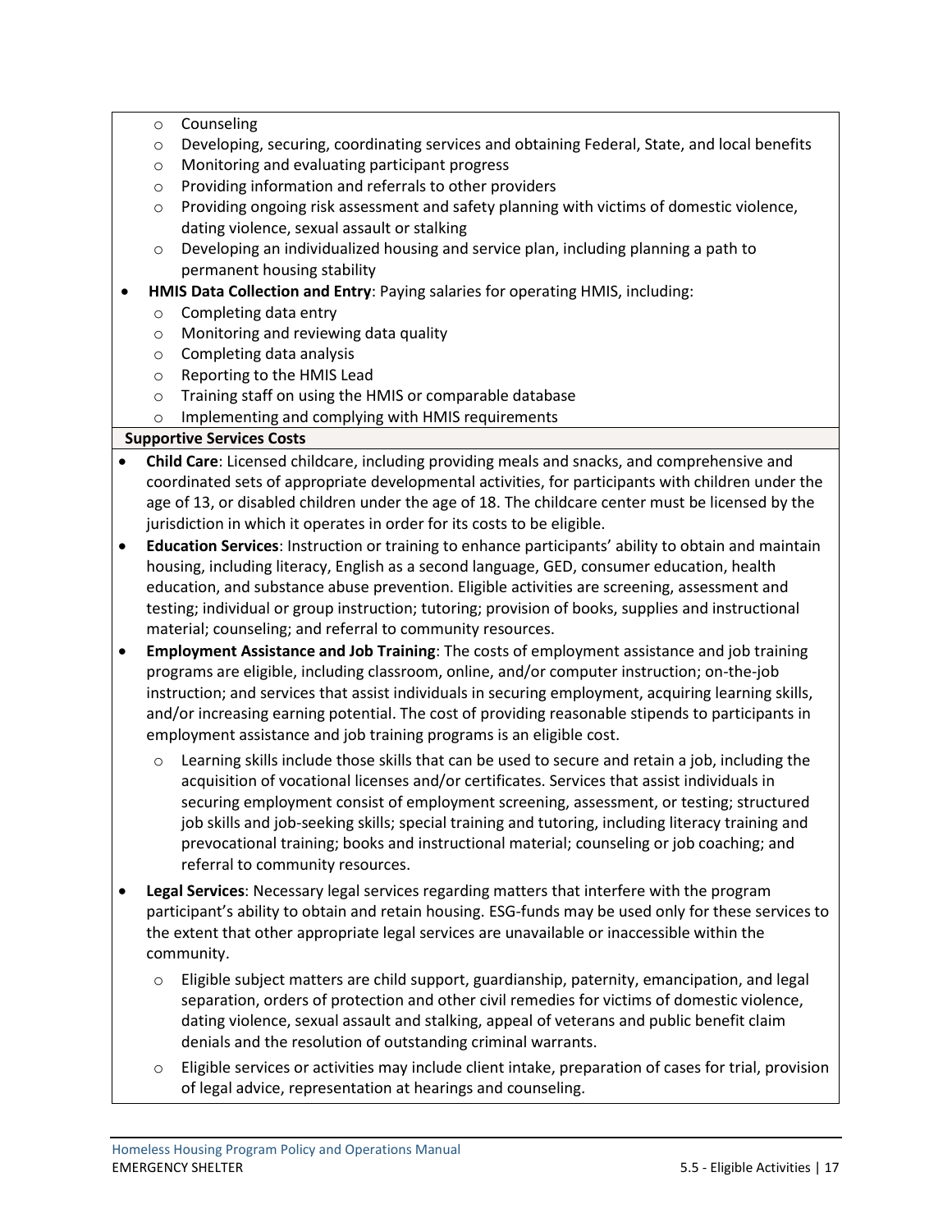- Counseling
- Developing, securing, coordinating services and obtaining Federal, State, and local benefits
- Monitoring and evaluating participant progress
- Providing information and referrals to other providers
- Providing ongoing risk assessment and safety planning with victims of domestic violence, dating violence, sexual assault or stalking
- Developing an individualized housing and service plan, including planning a path to permanent housing stability

- **HMIS Data Collection and Entry**: Paying salaries for operating HMIS, including:
  - Completing data entry
  - Monitoring and reviewing data quality
  - Completing data analysis
  - Reporting to the HMIS Lead
  - Training staff on using the HMIS or comparable database
  - Implementing and complying with HMIS requirements

**Supportive Services Costs**

- **Child Care**: Licensed childcare, including providing meals and snacks, and comprehensive and coordinated sets of appropriate developmental activities, for participants with children under the age of 13, or disabled children under the age of 18. The childcare center must be licensed by the jurisdiction in which it operates in order for its costs to be eligible.
- **Education Services**: Instruction or training to enhance participants' ability to obtain and maintain housing, including literacy, English as a second language, GED, consumer education, health education, and substance abuse prevention. Eligible activities are screening, assessment and testing; individual or group instruction; tutoring; provision of books, supplies and instructional material; counseling; and referral to community resources.
- **Employment Assistance and Job Training**: The costs of employment assistance and job training programs are eligible, including classroom, online, and/or computer instruction; on-the-job instruction; and services that assist individuals in securing employment, acquiring learning skills, and/or increasing earning potential. The cost of providing reasonable stipends to participants in employment assistance and job training programs is an eligible cost.
  - Learning skills include those skills that can be used to secure and retain a job, including the acquisition of vocational licenses and/or certificates. Services that assist individuals in securing employment consist of employment screening, assessment, or testing; structured job skills and job-seeking skills; special training and tutoring, including literacy training and prevocational training; books and instructional material; counseling or job coaching; and referral to community resources.
- **Legal Services**: Necessary legal services regarding matters that interfere with the program participant's ability to obtain and retain housing. ESG-funds may be used only for these services to the extent that other appropriate legal services are unavailable or inaccessible within the community.
  - Eligible subject matters are child support, guardianship, paternity, emancipation, and legal separation, orders of protection and other civil remedies for victims of domestic violence, dating violence, sexual assault and stalking, appeal of veterans and public benefit claim denials and the resolution of outstanding criminal warrants.
  - Eligible services or activities may include client intake, preparation of cases for trial, provision of legal advice, representation at hearings and counseling.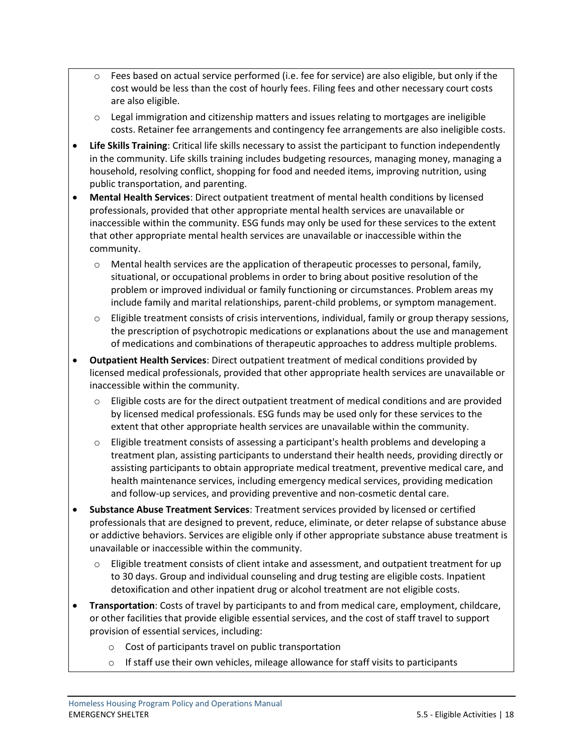- Fees based on actual service performed (i.e. fee for service) are also eligible, but only if the cost would be less than the cost of hourly fees. Filing fees and other necessary court costs are also eligible.
  - Legal immigration and citizenship matters and issues relating to mortgages are ineligible costs. Retainer fee arrangements and contingency fee arrangements are also ineligible costs.
- **Life Skills Training**: Critical life skills necessary to assist the participant to function independently in the community. Life skills training includes budgeting resources, managing money, managing a household, resolving conflict, shopping for food and needed items, improving nutrition, using public transportation, and parenting.
- **Mental Health Services**: Direct outpatient treatment of mental health conditions by licensed professionals, provided that other appropriate mental health services are unavailable or inaccessible within the community. ESG funds may only be used for these services to the extent that other appropriate mental health services are unavailable or inaccessible within the community.
  - Mental health services are the application of therapeutic processes to personal, family, situational, or occupational problems in order to bring about positive resolution of the problem or improved individual or family functioning or circumstances. Problem areas my include family and marital relationships, parent-child problems, or symptom management.
  - Eligible treatment consists of crisis interventions, individual, family or group therapy sessions, the prescription of psychotropic medications or explanations about the use and management of medications and combinations of therapeutic approaches to address multiple problems.
- **Outpatient Health Services**: Direct outpatient treatment of medical conditions provided by licensed medical professionals, provided that other appropriate health services are unavailable or inaccessible within the community.
  - Eligible costs are for the direct outpatient treatment of medical conditions and are provided by licensed medical professionals. ESG funds may be used only for these services to the extent that other appropriate health services are unavailable within the community.
  - Eligible treatment consists of assessing a participant's health problems and developing a treatment plan, assisting participants to understand their health needs, providing directly or assisting participants to obtain appropriate medical treatment, preventive medical care, and health maintenance services, including emergency medical services, providing medication and follow-up services, and providing preventive and non-cosmetic dental care.
- **Substance Abuse Treatment Services**: Treatment services provided by licensed or certified professionals that are designed to prevent, reduce, eliminate, or deter relapse of substance abuse or addictive behaviors. Services are eligible only if other appropriate substance abuse treatment is unavailable or inaccessible within the community.
  - Eligible treatment consists of client intake and assessment, and outpatient treatment for up to 30 days. Group and individual counseling and drug testing are eligible costs. Inpatient detoxification and other inpatient drug or alcohol treatment are not eligible costs.
- **Transportation**: Costs of travel by participants to and from medical care, employment, childcare, or other facilities that provide eligible essential services, and the cost of staff travel to support provision of essential services, including:
  - Cost of participants travel on public transportation
  - If staff use their own vehicles, mileage allowance for staff visits to participants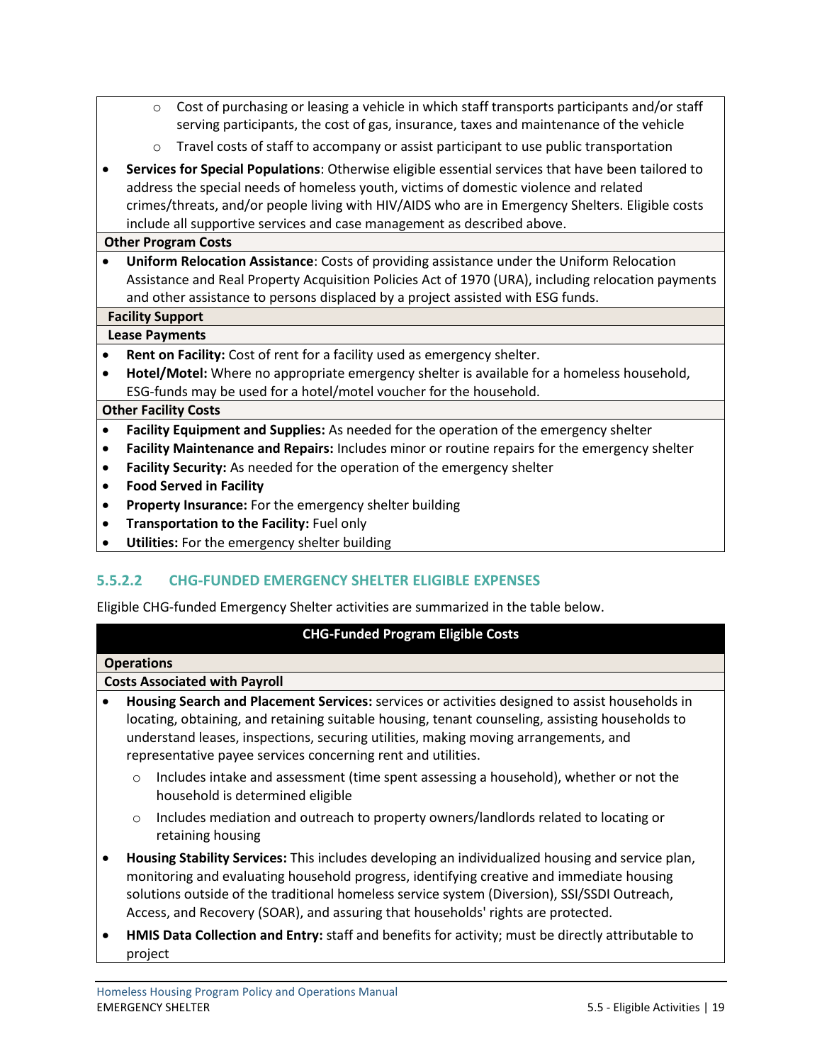- Cost of purchasing or leasing a vehicle in which staff transports participants and/or staff serving participants, the cost of gas, insurance, taxes and maintenance of the vehicle
- Travel costs of staff to accompany or assist participant to use public transportation

- **Services for Special Populations**: Otherwise eligible essential services that have been tailored to address the special needs of homeless youth, victims of domestic violence and related crimes/threats, and/or people living with HIV/AIDS who are in Emergency Shelters. Eligible costs include all supportive services and case management as described above.

**Other Program Costs**

- **Uniform Relocation Assistance**: Costs of providing assistance under the Uniform Relocation Assistance and Real Property Acquisition Policies Act of 1970 (URA), including relocation payments and other assistance to persons displaced by a project assisted with ESG funds.

**Facility Support**

**Lease Payments**

- **Rent on Facility:** Cost of rent for a facility used as emergency shelter.
- **Hotel/Motel:** Where no appropriate emergency shelter is available for a homeless household, ESG-funds may be used for a hotel/motel voucher for the household.

**Other Facility Costs**

- **Facility Equipment and Supplies:** As needed for the operation of the emergency shelter
- **Facility Maintenance and Repairs:** Includes minor or routine repairs for the emergency shelter
- **Facility Security:** As needed for the operation of the emergency shelter
- **Food Served in Facility**
- **Property Insurance:** For the emergency shelter building
- **Transportation to the Facility:** Fuel only
- **Utilities:** For the emergency shelter building

#### 5.5.2.2 CHG-FUNDED EMERGENCY SHELTER ELIGIBLE EXPENSES

Eligible CHG-funded Emergency Shelter activities are summarized in the table below.

**CHG-Funded Program Eligible Costs**

**Operations**

**Costs Associated with Payroll**

- **Housing Search and Placement Services:** services or activities designed to assist households in locating, obtaining, and retaining suitable housing, tenant counseling, assisting households to understand leases, inspections, securing utilities, making moving arrangements, and representative payee services concerning rent and utilities.
  - Includes intake and assessment (time spent assessing a household), whether or not the household is determined eligible
  - Includes mediation and outreach to property owners/landlords related to locating or retaining housing
- **Housing Stability Services:** This includes developing an individualized housing and service plan, monitoring and evaluating household progress, identifying creative and immediate housing solutions outside of the traditional homeless service system (Diversion), SSI/SSDI Outreach, Access, and Recovery (SOAR), and assuring that households' rights are protected.
- **HMIS Data Collection and Entry:** staff and benefits for activity; must be directly attributable to project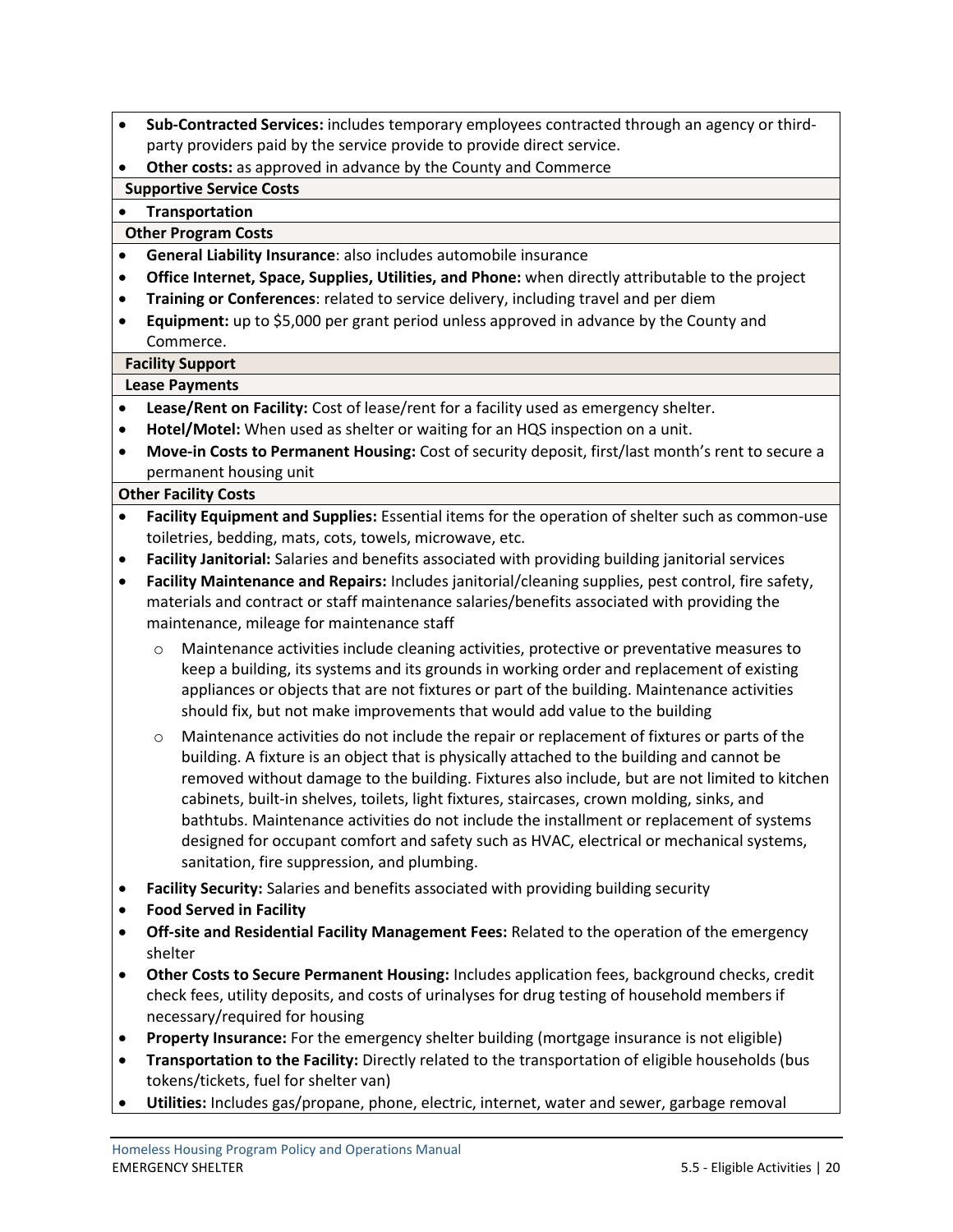- **Sub-Contracted Services:** includes temporary employees contracted through an agency or third-party providers paid by the service provide to provide direct service.
- **Other costs:** as approved in advance by the County and Commerce

**Supportive Service Costs**

- **Transportation**

**Other Program Costs**

- **General Liability Insurance**: also includes automobile insurance
- **Office Internet, Space, Supplies, Utilities, and Phone:** when directly attributable to the project
- **Training or Conferences**: related to service delivery, including travel and per diem
- **Equipment:** up to $5,000 per grant period unless approved in advance by the County and Commerce.

**Facility Support**

**Lease Payments**

- **Lease/Rent on Facility:** Cost of lease/rent for a facility used as emergency shelter.
- **Hotel/Motel:** When used as shelter or waiting for an HQS inspection on a unit.
- **Move-in Costs to Permanent Housing:** Cost of security deposit, first/last month's rent to secure a permanent housing unit

**Other Facility Costs**

- **Facility Equipment and Supplies:** Essential items for the operation of shelter such as common-use toiletries, bedding, mats, cots, towels, microwave, etc.
- **Facility Janitorial:** Salaries and benefits associated with providing building janitorial services
- **Facility Maintenance and Repairs:** Includes janitorial/cleaning supplies, pest control, fire safety, materials and contract or staff maintenance salaries/benefits associated with providing the maintenance, mileage for maintenance staff
  - Maintenance activities include cleaning activities, protective or preventative measures to keep a building, its systems and its grounds in working order and replacement of existing appliances or objects that are not fixtures or part of the building. Maintenance activities should fix, but not make improvements that would add value to the building
  - Maintenance activities do not include the repair or replacement of fixtures or parts of the building. A fixture is an object that is physically attached to the building and cannot be removed without damage to the building. Fixtures also include, but are not limited to kitchen cabinets, built-in shelves, toilets, light fixtures, staircases, crown molding, sinks, and bathtubs. Maintenance activities do not include the installment or replacement of systems designed for occupant comfort and safety such as HVAC, electrical or mechanical systems, sanitation, fire suppression, and plumbing.
- **Facility Security:** Salaries and benefits associated with providing building security
- **Food Served in Facility**
- **Off-site and Residential Facility Management Fees:** Related to the operation of the emergency shelter
- **Other Costs to Secure Permanent Housing:** Includes application fees, background checks, credit check fees, utility deposits, and costs of urinalyses for drug testing of household members if necessary/required for housing
- **Property Insurance:** For the emergency shelter building (mortgage insurance is not eligible)
- **Transportation to the Facility:** Directly related to the transportation of eligible households (bus tokens/tickets, fuel for shelter van)
- **Utilities:** Includes gas/propane, phone, electric, internet, water and sewer, garbage removal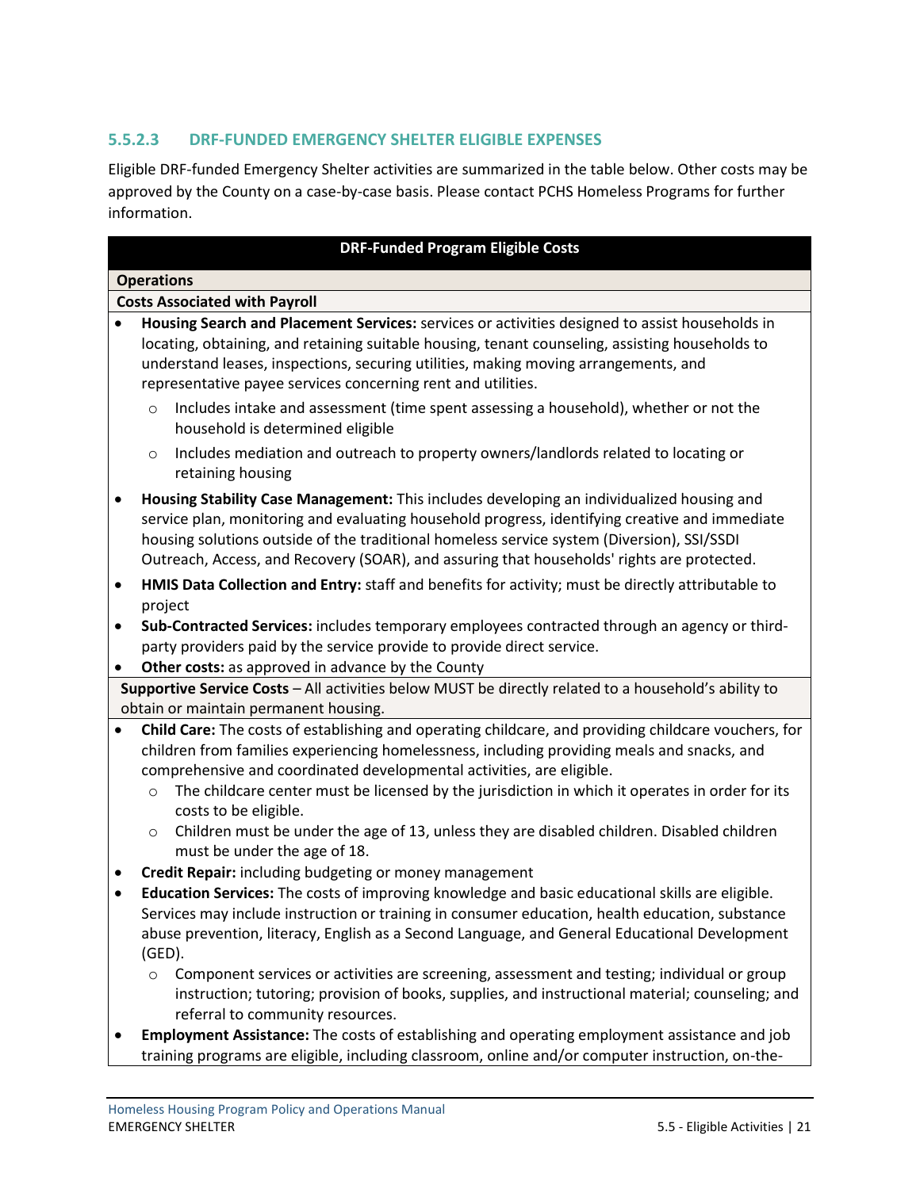### 5.5.2.3 DRF-FUNDED EMERGENCY SHELTER ELIGIBLE EXPENSES

Eligible DRF-funded Emergency Shelter activities are summarized in the table below. Other costs may be approved by the County on a case-by-case basis. Please contact PCHS Homeless Programs for further information.

**DRF-Funded Program Eligible Costs**

**Operations**

**Costs Associated with Payroll**

- **Housing Search and Placement Services:** services or activities designed to assist households in locating, obtaining, and retaining suitable housing, tenant counseling, assisting households to understand leases, inspections, securing utilities, making moving arrangements, and representative payee services concerning rent and utilities.
  - Includes intake and assessment (time spent assessing a household), whether or not the household is determined eligible
  - Includes mediation and outreach to property owners/landlords related to locating or retaining housing
- **Housing Stability Case Management:** This includes developing an individualized housing and service plan, monitoring and evaluating household progress, identifying creative and immediate housing solutions outside of the traditional homeless service system (Diversion), SSI/SSDI Outreach, Access, and Recovery (SOAR), and assuring that households' rights are protected.
- **HMIS Data Collection and Entry:** staff and benefits for activity; must be directly attributable to project
- **Sub-Contracted Services:** includes temporary employees contracted through an agency or third-party providers paid by the service provide to provide direct service.
- **Other costs:** as approved in advance by the County

**Supportive Service Costs** – All activities below MUST be directly related to a household's ability to obtain or maintain permanent housing.

- **Child Care:** The costs of establishing and operating childcare, and providing childcare vouchers, for children from families experiencing homelessness, including providing meals and snacks, and comprehensive and coordinated developmental activities, are eligible.
  - The childcare center must be licensed by the jurisdiction in which it operates in order for its costs to be eligible.
  - Children must be under the age of 13, unless they are disabled children. Disabled children must be under the age of 18.
- **Credit Repair:** including budgeting or money management
- **Education Services:** The costs of improving knowledge and basic educational skills are eligible. Services may include instruction or training in consumer education, health education, substance abuse prevention, literacy, English as a Second Language, and General Educational Development (GED).
  - Component services or activities are screening, assessment and testing; individual or group instruction; tutoring; provision of books, supplies, and instructional material; counseling; and referral to community resources.
- **Employment Assistance:** The costs of establishing and operating employment assistance and job training programs are eligible, including classroom, online and/or computer instruction, on-the-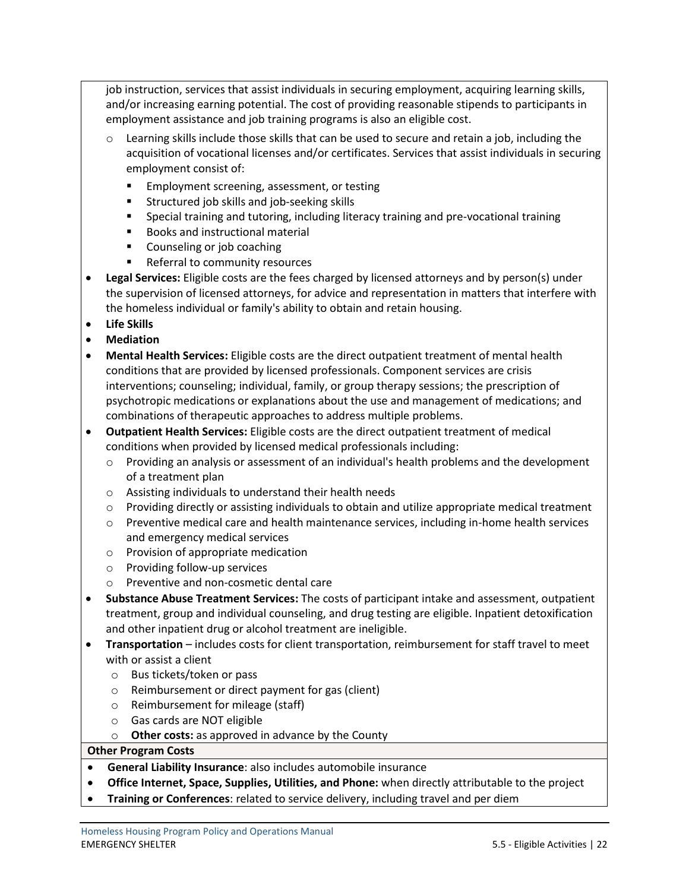job instruction, services that assist individuals in securing employment, acquiring learning skills, and/or increasing earning potential. The cost of providing reasonable stipends to participants in employment assistance and job training programs is also an eligible cost.

  - Learning skills include those skills that can be used to secure and retain a job, including the acquisition of vocational licenses and/or certificates. Services that assist individuals in securing employment consist of:
    - Employment screening, assessment, or testing
    - Structured job skills and job-seeking skills
    - Special training and tutoring, including literacy training and pre-vocational training
    - Books and instructional material
    - Counseling or job coaching
    - Referral to community resources
- **Legal Services:** Eligible costs are the fees charged by licensed attorneys and by person(s) under the supervision of licensed attorneys, for advice and representation in matters that interfere with the homeless individual or family's ability to obtain and retain housing.
- **Life Skills**
- **Mediation**
- **Mental Health Services:** Eligible costs are the direct outpatient treatment of mental health conditions that are provided by licensed professionals. Component services are crisis interventions; counseling; individual, family, or group therapy sessions; the prescription of psychotropic medications or explanations about the use and management of medications; and combinations of therapeutic approaches to address multiple problems.
- **Outpatient Health Services:** Eligible costs are the direct outpatient treatment of medical conditions when provided by licensed medical professionals including:
  - Providing an analysis or assessment of an individual's health problems and the development of a treatment plan
  - Assisting individuals to understand their health needs
  - Providing directly or assisting individuals to obtain and utilize appropriate medical treatment
  - Preventive medical care and health maintenance services, including in-home health services and emergency medical services
  - Provision of appropriate medication
  - Providing follow-up services
  - Preventive and non-cosmetic dental care
- **Substance Abuse Treatment Services:** The costs of participant intake and assessment, outpatient treatment, group and individual counseling, and drug testing are eligible. Inpatient detoxification and other inpatient drug or alcohol treatment are ineligible.
- **Transportation** – includes costs for client transportation, reimbursement for staff travel to meet with or assist a client
  - Bus tickets/token or pass
  - Reimbursement or direct payment for gas (client)
  - Reimbursement for mileage (staff)
  - Gas cards are NOT eligible
  - **Other costs:** as approved in advance by the County

**Other Program Costs**

- **General Liability Insurance**: also includes automobile insurance
- **Office Internet, Space, Supplies, Utilities, and Phone:** when directly attributable to the project
- **Training or Conferences**: related to service delivery, including travel and per diem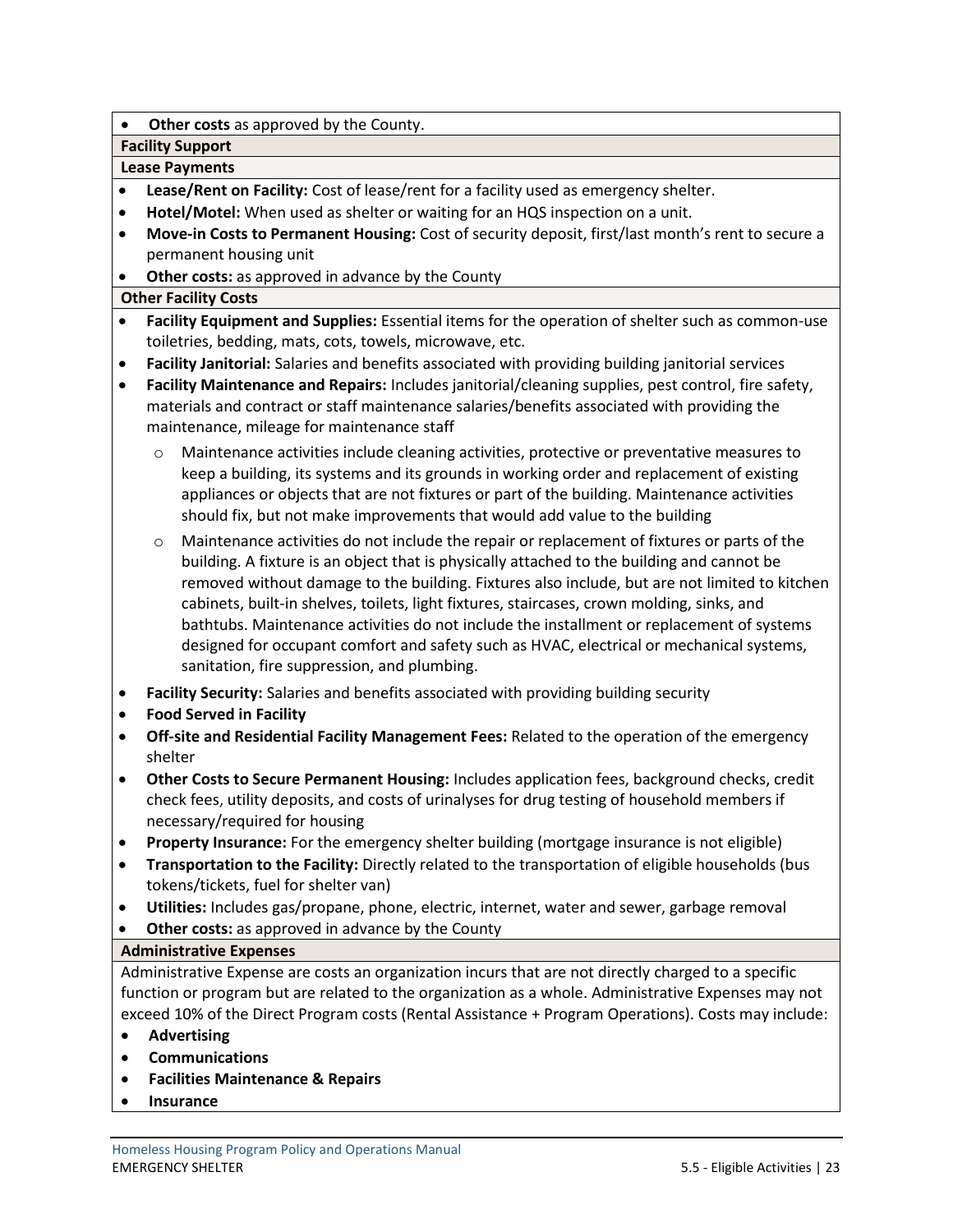- **Other costs** as approved by the County.

**Facility Support**

**Lease Payments**

- **Lease/Rent on Facility:** Cost of lease/rent for a facility used as emergency shelter.
- **Hotel/Motel:** When used as shelter or waiting for an HQS inspection on a unit.
- **Move-in Costs to Permanent Housing:** Cost of security deposit, first/last month's rent to secure a permanent housing unit
- **Other costs:** as approved in advance by the County

**Other Facility Costs**

- **Facility Equipment and Supplies:** Essential items for the operation of shelter such as common-use toiletries, bedding, mats, cots, towels, microwave, etc.
- **Facility Janitorial:** Salaries and benefits associated with providing building janitorial services
- **Facility Maintenance and Repairs:** Includes janitorial/cleaning supplies, pest control, fire safety, materials and contract or staff maintenance salaries/benefits associated with providing the maintenance, mileage for maintenance staff
  - Maintenance activities include cleaning activities, protective or preventative measures to keep a building, its systems and its grounds in working order and replacement of existing appliances or objects that are not fixtures or part of the building. Maintenance activities should fix, but not make improvements that would add value to the building
  - Maintenance activities do not include the repair or replacement of fixtures or parts of the building. A fixture is an object that is physically attached to the building and cannot be removed without damage to the building. Fixtures also include, but are not limited to kitchen cabinets, built-in shelves, toilets, light fixtures, staircases, crown molding, sinks, and bathtubs. Maintenance activities do not include the installment or replacement of systems designed for occupant comfort and safety such as HVAC, electrical or mechanical systems, sanitation, fire suppression, and plumbing.
- **Facility Security:** Salaries and benefits associated with providing building security
- **Food Served in Facility**
- **Off-site and Residential Facility Management Fees:** Related to the operation of the emergency shelter
- **Other Costs to Secure Permanent Housing:** Includes application fees, background checks, credit check fees, utility deposits, and costs of urinalyses for drug testing of household members if necessary/required for housing
- **Property Insurance:** For the emergency shelter building (mortgage insurance is not eligible)
- **Transportation to the Facility:** Directly related to the transportation of eligible households (bus tokens/tickets, fuel for shelter van)
- **Utilities:** Includes gas/propane, phone, electric, internet, water and sewer, garbage removal
- **Other costs:** as approved in advance by the County

**Administrative Expenses**

Administrative Expense are costs an organization incurs that are not directly charged to a specific function or program but are related to the organization as a whole. Administrative Expenses may not exceed 10% of the Direct Program costs (Rental Assistance + Program Operations). Costs may include:

- **Advertising**
- **Communications**
- **Facilities Maintenance & Repairs**
- **Insurance**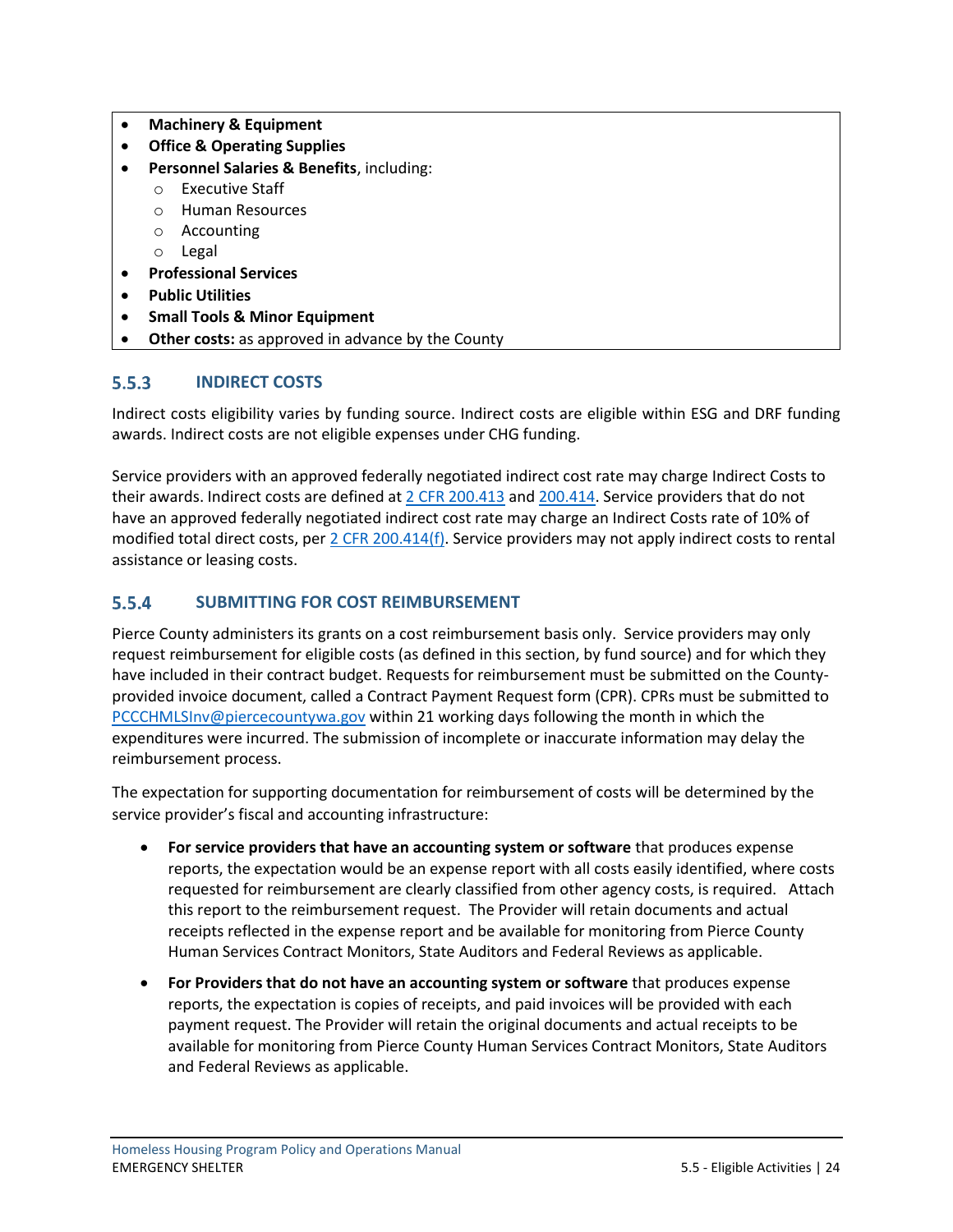- **Machinery & Equipment**
- **Office & Operating Supplies**
- **Personnel Salaries & Benefits**, including:
  - Executive Staff
  - Human Resources
  - Accounting
  - Legal
- **Professional Services**
- **Public Utilities**
- **Small Tools & Minor Equipment**
- **Other costs:** as approved in advance by the County

### 5.5.3 INDIRECT COSTS

Indirect costs eligibility varies by funding source. Indirect costs are eligible within ESG and DRF funding awards. Indirect costs are not eligible expenses under CHG funding.

Service providers with an approved federally negotiated indirect cost rate may charge Indirect Costs to their awards. Indirect costs are defined at 2 CFR 200.413 and 200.414. Service providers that do not have an approved federally negotiated indirect cost rate may charge an Indirect Costs rate of 10% of modified total direct costs, per 2 CFR 200.414(f). Service providers may not apply indirect costs to rental assistance or leasing costs.

### 5.5.4 SUBMITTING FOR COST REIMBURSEMENT

Pierce County administers its grants on a cost reimbursement basis only. Service providers may only request reimbursement for eligible costs (as defined in this section, by fund source) and for which they have included in their contract budget. Requests for reimbursement must be submitted on the County-provided invoice document, called a Contract Payment Request form (CPR). CPRs must be submitted to PCCCHMLSInv@piercecountywa.gov within 21 working days following the month in which the expenditures were incurred. The submission of incomplete or inaccurate information may delay the reimbursement process.

The expectation for supporting documentation for reimbursement of costs will be determined by the service provider's fiscal and accounting infrastructure:

- **For service providers that have an accounting system or software** that produces expense reports, the expectation would be an expense report with all costs easily identified, where costs requested for reimbursement are clearly classified from other agency costs, is required. Attach this report to the reimbursement request. The Provider will retain documents and actual receipts reflected in the expense report and be available for monitoring from Pierce County Human Services Contract Monitors, State Auditors and Federal Reviews as applicable.

- **For Providers that do not have an accounting system or software** that produces expense reports, the expectation is copies of receipts, and paid invoices will be provided with each payment request. The Provider will retain the original documents and actual receipts to be available for monitoring from Pierce County Human Services Contract Monitors, State Auditors and Federal Reviews as applicable.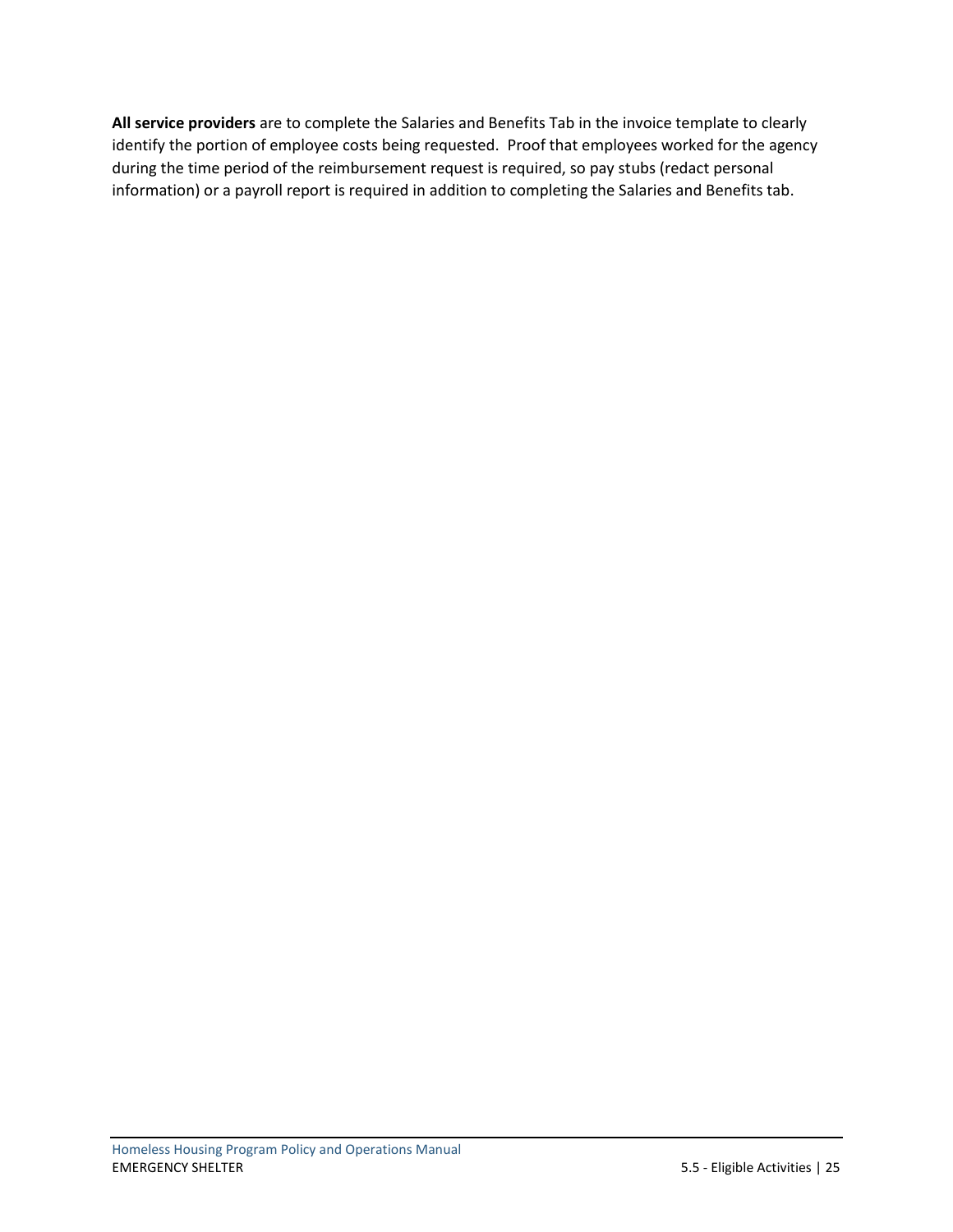**All service providers** are to complete the Salaries and Benefits Tab in the invoice template to clearly identify the portion of employee costs being requested. Proof that employees worked for the agency during the time period of the reimbursement request is required, so pay stubs (redact personal information) or a payroll report is required in addition to completing the Salaries and Benefits tab.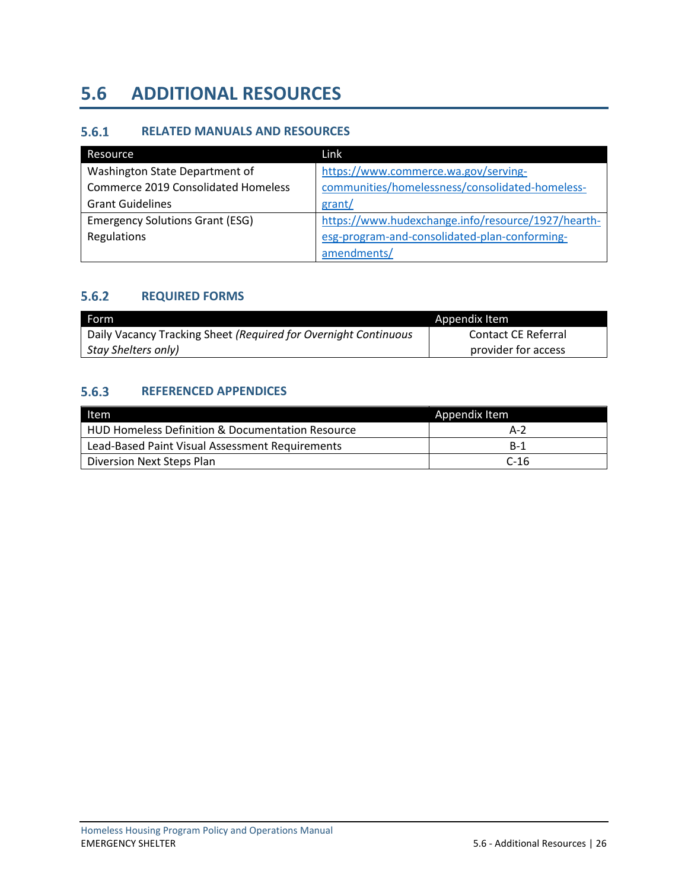# 5.6 ADDITIONAL RESOURCES

## 5.6.1 RELATED MANUALS AND RESOURCES

| Resource | Link |
|---|---|
| Washington State Department of Commerce 2019 Consolidated Homeless Grant Guidelines | https://www.commerce.wa.gov/serving-communities/homelessness/consolidated-homeless-grant/ |
| Emergency Solutions Grant (ESG) Regulations | https://www.hudexchange.info/resource/1927/hearth-esg-program-and-consolidated-plan-conforming-amendments/ |

## 5.6.2 REQUIRED FORMS

| Form | Appendix Item |
|---|---|
| Daily Vacancy Tracking Sheet *(Required for Overnight Continuous Stay Shelters only)* | Contact CE Referral provider for access |

## 5.6.3 REFERENCED APPENDICES

| Item | Appendix Item |
|---|---|
| HUD Homeless Definition & Documentation Resource | A-2 |
| Lead-Based Paint Visual Assessment Requirements | B-1 |
| Diversion Next Steps Plan | C-16 |